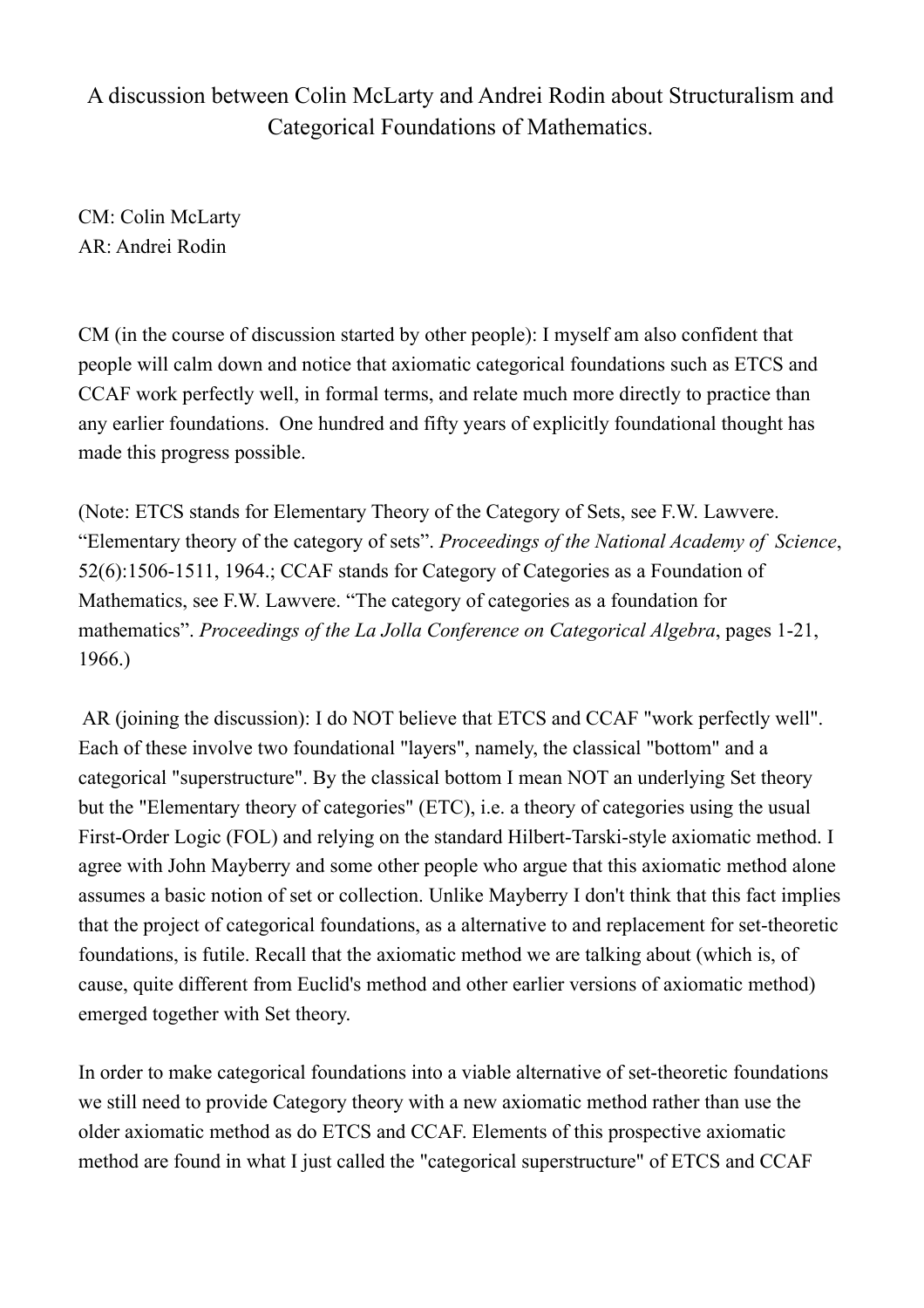# A discussion between Colin McLarty and Andrei Rodin about Structuralism and Categorical Foundations of Mathematics.

CM: Colin McLarty  
AR: Andrei Rodin

CM (in the course of discussion started by other people): I myself am also confident that people will calm down and notice that axiomatic categorical foundations such as ETCS and CCAF work perfectly well, in formal terms, and relate much more directly to practice than any earlier foundations. One hundred and fifty years of explicitly foundational thought has made this progress possible.

(Note: ETCS stands for Elementary Theory of the Category of Sets, see F.W. Lawvere. "Elementary theory of the category of sets". *Proceedings of the National Academy of Science*, 52(6):1506-1511, 1964.; CCAF stands for Category of Categories as a Foundation of Mathematics, see F.W. Lawvere. "The category of categories as a foundation for mathematics". *Proceedings of the La Jolla Conference on Categorical Algebra*, pages 1-21, 1966.)

AR (joining the discussion): I do NOT believe that ETCS and CCAF "work perfectly well". Each of these involve two foundational "layers", namely, the classical "bottom" and a categorical "superstructure". By the classical bottom I mean NOT an underlying Set theory but the "Elementary theory of categories" (ETC), i.e. a theory of categories using the usual First-Order Logic (FOL) and relying on the standard Hilbert-Tarski-style axiomatic method. I agree with John Mayberry and some other people who argue that this axiomatic method alone assumes a basic notion of set or collection. Unlike Mayberry I don't think that this fact implies that the project of categorical foundations, as a alternative to and replacement for set-theoretic foundations, is futile. Recall that the axiomatic method we are talking about (which is, of cause, quite different from Euclid's method and other earlier versions of axiomatic method) emerged together with Set theory.

In order to make categorical foundations into a viable alternative of set-theoretic foundations we still need to provide Category theory with a new axiomatic method rather than use the older axiomatic method as do ETCS and CCAF. Elements of this prospective axiomatic method are found in what I just called the "categorical superstructure" of ETCS and CCAF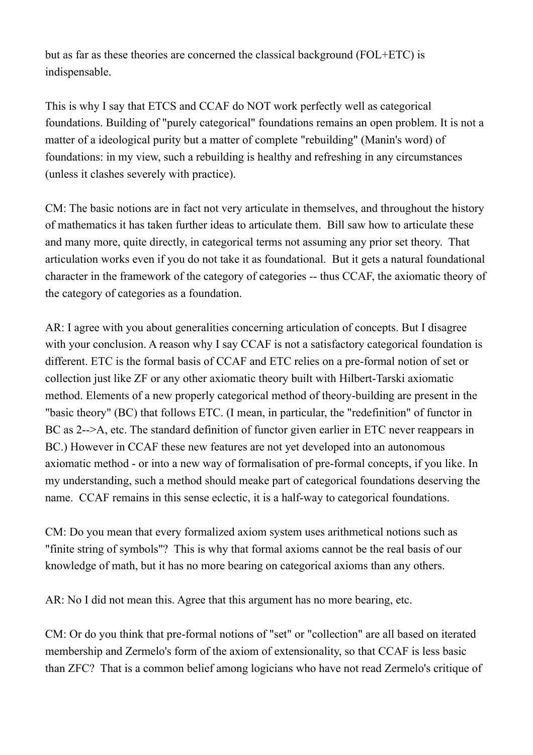but as far as these theories are concerned the classical background (FOL+ETC) is indispensable.

This is why I say that ETCS and CCAF do NOT work perfectly well as categorical foundations. Building of "purely categorical" foundations remains an open problem. It is not a matter of a ideological purity but a matter of complete "rebuilding" (Manin's word) of foundations: in my view, such a rebuilding is healthy and refreshing in any circumstances (unless it clashes severely with practice).

CM: The basic notions are in fact not very articulate in themselves, and throughout the history of mathematics it has taken further ideas to articulate them. Bill saw how to articulate these and many more, quite directly, in categorical terms not assuming any prior set theory. That articulation works even if you do not take it as foundational. But it gets a natural foundational character in the framework of the category of categories -- thus CCAF, the axiomatic theory of the category of categories as a foundation.

AR: I agree with you about generalities concerning articulation of concepts. But I disagree with your conclusion. A reason why I say CCAF is not a satisfactory categorical foundation is different. ETC is the formal basis of CCAF and ETC relies on a pre-formal notion of set or collection just like ZF or any other axiomatic theory built with Hilbert-Tarski axiomatic method. Elements of a new properly categorical method of theory-building are present in the "basic theory" (BC) that follows ETC. (I mean, in particular, the "redefinition" of functor in BC as 2-->A, etc. The standard definition of functor given earlier in ETC never reappears in BC.) However in CCAF these new features are not yet developed into an autonomous axiomatic method - or into a new way of formalisation of pre-formal concepts, if you like. In my understanding, such a method should meake part of categorical foundations deserving the name. CCAF remains in this sense eclectic, it is a half-way to categorical foundations.

CM: Do you mean that every formalized axiom system uses arithmetical notions such as "finite string of symbols"? This is why that formal axioms cannot be the real basis of our knowledge of math, but it has no more bearing on categorical axioms than any others.

AR: No I did not mean this. Agree that this argument has no more bearing, etc.

CM: Or do you think that pre-formal notions of "set" or "collection" are all based on iterated membership and Zermelo's form of the axiom of extensionality, so that CCAF is less basic than ZFC? That is a common belief among logicians who have not read Zermelo's critique of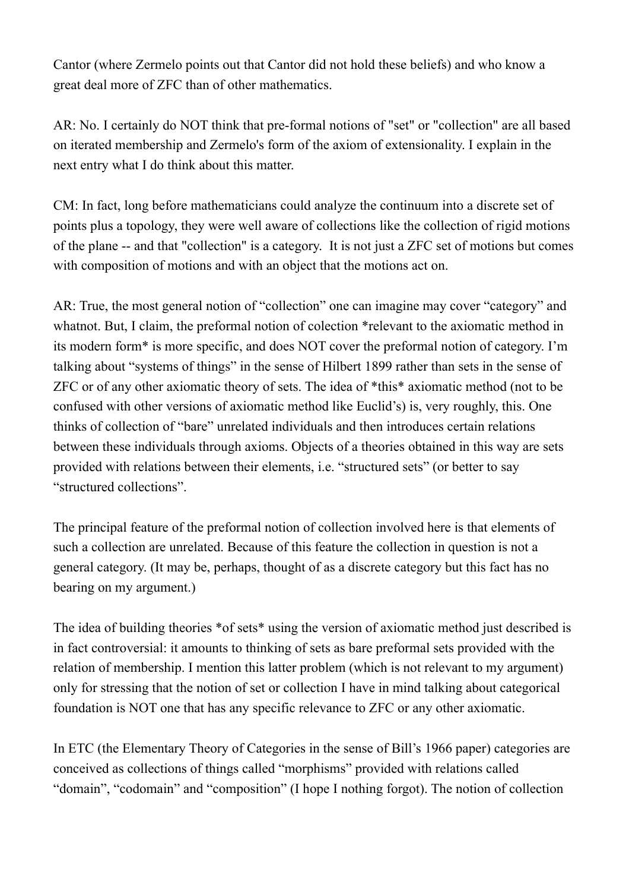Cantor (where Zermelo points out that Cantor did not hold these beliefs) and who know a great deal more of ZFC than of other mathematics.

AR: No. I certainly do NOT think that pre-formal notions of "set" or "collection" are all based on iterated membership and Zermelo's form of the axiom of extensionality. I explain in the next entry what I do think about this matter.

CM: In fact, long before mathematicians could analyze the continuum into a discrete set of points plus a topology, they were well aware of collections like the collection of rigid motions of the plane -- and that "collection" is a category. It is not just a ZFC set of motions but comes with composition of motions and with an object that the motions act on.

AR: True, the most general notion of "collection" one can imagine may cover "category" and whatnot. But, I claim, the preformal notion of colection *relevant to the axiomatic method in its modern form* is more specific, and does NOT cover the preformal notion of category. I'm talking about "systems of things" in the sense of Hilbert 1899 rather than sets in the sense of ZFC or of any other axiomatic theory of sets. The idea of *this* axiomatic method (not to be confused with other versions of axiomatic method like Euclid's) is, very roughly, this. One thinks of collection of "bare" unrelated individuals and then introduces certain relations between these individuals through axioms. Objects of a theories obtained in this way are sets provided with relations between their elements, i.e. "structured sets" (or better to say "structured collections".

The principal feature of the preformal notion of collection involved here is that elements of such a collection are unrelated. Because of this feature the collection in question is not a general category. (It may be, perhaps, thought of as a discrete category but this fact has no bearing on my argument.)

The idea of building theories *of sets* using the version of axiomatic method just described is in fact controversial: it amounts to thinking of sets as bare preformal sets provided with the relation of membership. I mention this latter problem (which is not relevant to my argument) only for stressing that the notion of set or collection I have in mind talking about categorical foundation is NOT one that has any specific relevance to ZFC or any other axiomatic.

In ETC (the Elementary Theory of Categories in the sense of Bill's 1966 paper) categories are conceived as collections of things called "morphisms" provided with relations called "domain", "codomain" and "composition" (I hope I nothing forgot). The notion of collection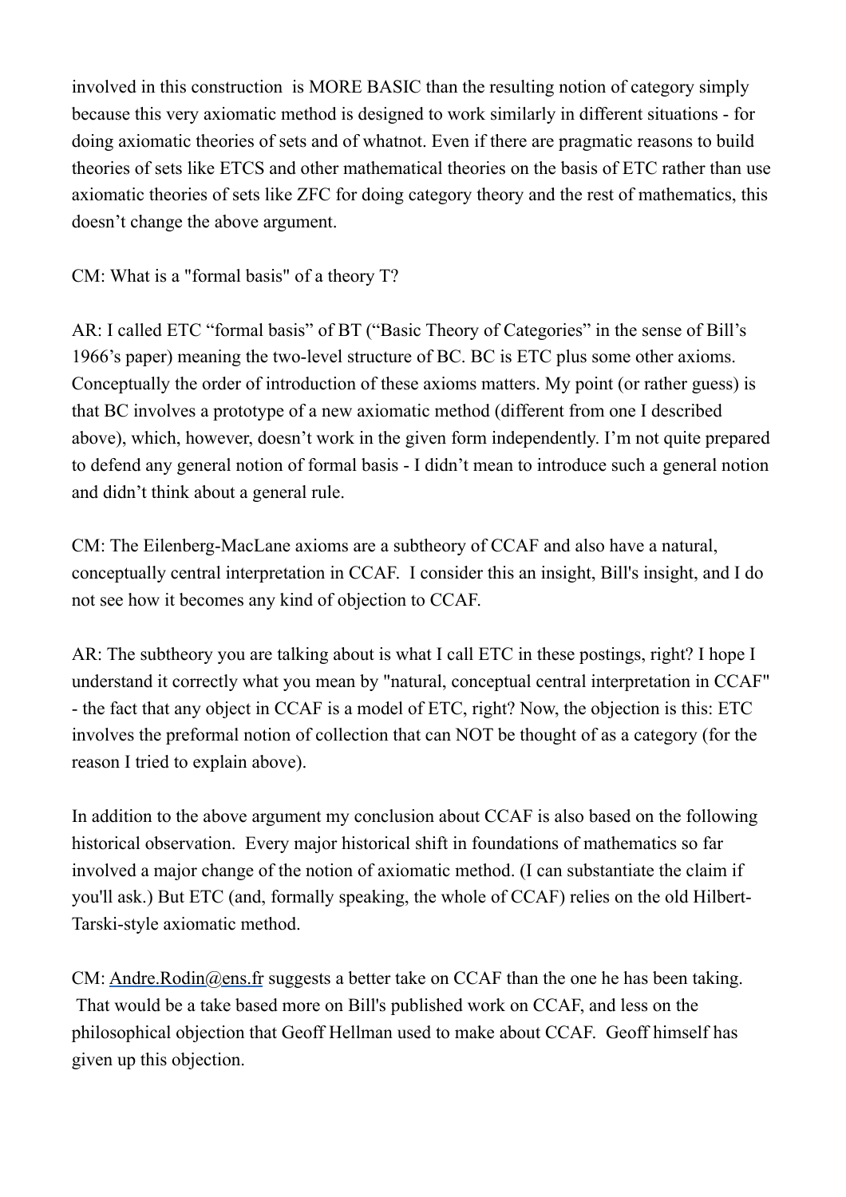involved in this construction is MORE BASIC than the resulting notion of category simply because this very axiomatic method is designed to work similarly in different situations - for doing axiomatic theories of sets and of whatnot. Even if there are pragmatic reasons to build theories of sets like ETCS and other mathematical theories on the basis of ETC rather than use axiomatic theories of sets like ZFC for doing category theory and the rest of mathematics, this doesn't change the above argument.

CM: What is a "formal basis" of a theory T?

AR: I called ETC "formal basis" of BT ("Basic Theory of Categories" in the sense of Bill's 1966's paper) meaning the two-level structure of BC. BC is ETC plus some other axioms. Conceptually the order of introduction of these axioms matters. My point (or rather guess) is that BC involves a prototype of a new axiomatic method (different from one I described above), which, however, doesn't work in the given form independently. I'm not quite prepared to defend any general notion of formal basis - I didn't mean to introduce such a general notion and didn't think about a general rule.

CM: The Eilenberg-MacLane axioms are a subtheory of CCAF and also have a natural, conceptually central interpretation in CCAF. I consider this an insight, Bill's insight, and I do not see how it becomes any kind of objection to CCAF.

AR: The subtheory you are talking about is what I call ETC in these postings, right? I hope I understand it correctly what you mean by "natural, conceptual central interpretation in CCAF" - the fact that any object in CCAF is a model of ETC, right? Now, the objection is this: ETC involves the preformal notion of collection that can NOT be thought of as a category (for the reason I tried to explain above).

In addition to the above argument my conclusion about CCAF is also based on the following historical observation. Every major historical shift in foundations of mathematics so far involved a major change of the notion of axiomatic method. (I can substantiate the claim if you'll ask.) But ETC (and, formally speaking, the whole of CCAF) relies on the old Hilbert-Tarski-style axiomatic method.

CM: Andre.Rodin@ens.fr suggests a better take on CCAF than the one he has been taking. That would be a take based more on Bill's published work on CCAF, and less on the philosophical objection that Geoff Hellman used to make about CCAF. Geoff himself has given up this objection.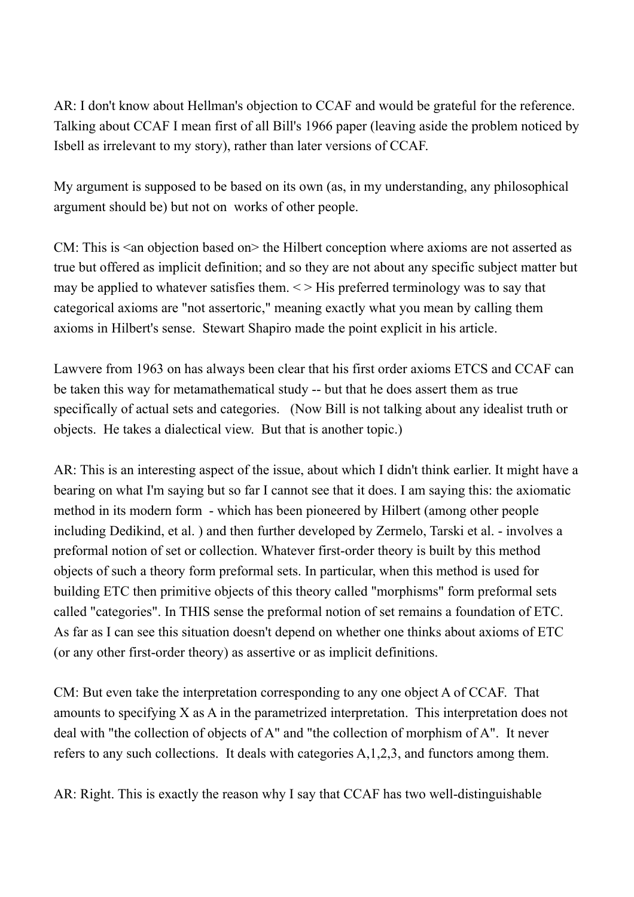AR: I don't know about Hellman's objection to CCAF and would be grateful for the reference. Talking about CCAF I mean first of all Bill's 1966 paper (leaving aside the problem noticed by Isbell as irrelevant to my story), rather than later versions of CCAF.

My argument is supposed to be based on its own (as, in my understanding, any philosophical argument should be) but not on works of other people.

CM: This is <an objection based on> the Hilbert conception where axioms are not asserted as true but offered as implicit definition; and so they are not about any specific subject matter but may be applied to whatever satisfies them. < > His preferred terminology was to say that categorical axioms are "not assertoric," meaning exactly what you mean by calling them axioms in Hilbert's sense. Stewart Shapiro made the point explicit in his article.

Lawvere from 1963 on has always been clear that his first order axioms ETCS and CCAF can be taken this way for metamathematical study -- but that he does assert them as true specifically of actual sets and categories. (Now Bill is not talking about any idealist truth or objects. He takes a dialectical view. But that is another topic.)

AR: This is an interesting aspect of the issue, about which I didn't think earlier. It might have a bearing on what I'm saying but so far I cannot see that it does. I am saying this: the axiomatic method in its modern form - which has been pioneered by Hilbert (among other people including Dedikind, et al. ) and then further developed by Zermelo, Tarski et al. - involves a preformal notion of set or collection. Whatever first-order theory is built by this method objects of such a theory form preformal sets. In particular, when this method is used for building ETC then primitive objects of this theory called "morphisms" form preformal sets called "categories". In THIS sense the preformal notion of set remains a foundation of ETC. As far as I can see this situation doesn't depend on whether one thinks about axioms of ETC (or any other first-order theory) as assertive or as implicit definitions.

CM: But even take the interpretation corresponding to any one object A of CCAF. That amounts to specifying X as A in the parametrized interpretation. This interpretation does not deal with "the collection of objects of A" and "the collection of morphism of A". It never refers to any such collections. It deals with categories A,1,2,3, and functors among them.

AR: Right. This is exactly the reason why I say that CCAF has two well-distinguishable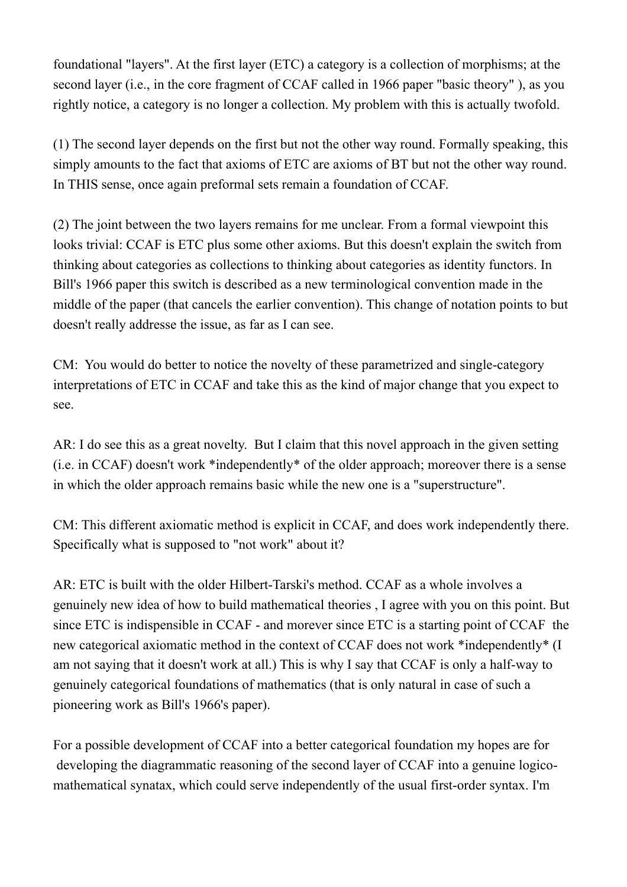foundational "layers". At the first layer (ETC) a category is a collection of morphisms; at the second layer (i.e., in the core fragment of CCAF called in 1966 paper "basic theory" ), as you rightly notice, a category is no longer a collection. My problem with this is actually twofold.

(1) The second layer depends on the first but not the other way round. Formally speaking, this simply amounts to the fact that axioms of ETC are axioms of BT but not the other way round. In THIS sense, once again preformal sets remain a foundation of CCAF.

(2) The joint between the two layers remains for me unclear. From a formal viewpoint this looks trivial: CCAF is ETC plus some other axioms. But this doesn't explain the switch from thinking about categories as collections to thinking about categories as identity functors. In Bill's 1966 paper this switch is described as a new terminological convention made in the middle of the paper (that cancels the earlier convention). This change of notation points to but doesn't really addresse the issue, as far as I can see.

CM: You would do better to notice the novelty of these parametrized and single-category interpretations of ETC in CCAF and take this as the kind of major change that you expect to see.

AR: I do see this as a great novelty. But I claim that this novel approach in the given setting (i.e. in CCAF) doesn't work *independently* of the older approach; moreover there is a sense in which the older approach remains basic while the new one is a "superstructure".

CM: This different axiomatic method is explicit in CCAF, and does work independently there. Specifically what is supposed to "not work" about it?

AR: ETC is built with the older Hilbert-Tarski's method. CCAF as a whole involves a genuinely new idea of how to build mathematical theories , I agree with you on this point. But since ETC is indispensible in CCAF - and morever since ETC is a starting point of CCAF the new categorical axiomatic method in the context of CCAF does not work *independently* (I am not saying that it doesn't work at all.) This is why I say that CCAF is only a half-way to genuinely categorical foundations of mathematics (that is only natural in case of such a pioneering work as Bill's 1966's paper).

For a possible development of CCAF into a better categorical foundation my hopes are for developing the diagrammatic reasoning of the second layer of CCAF into a genuine logico-mathematical synatax, which could serve independently of the usual first-order syntax. I'm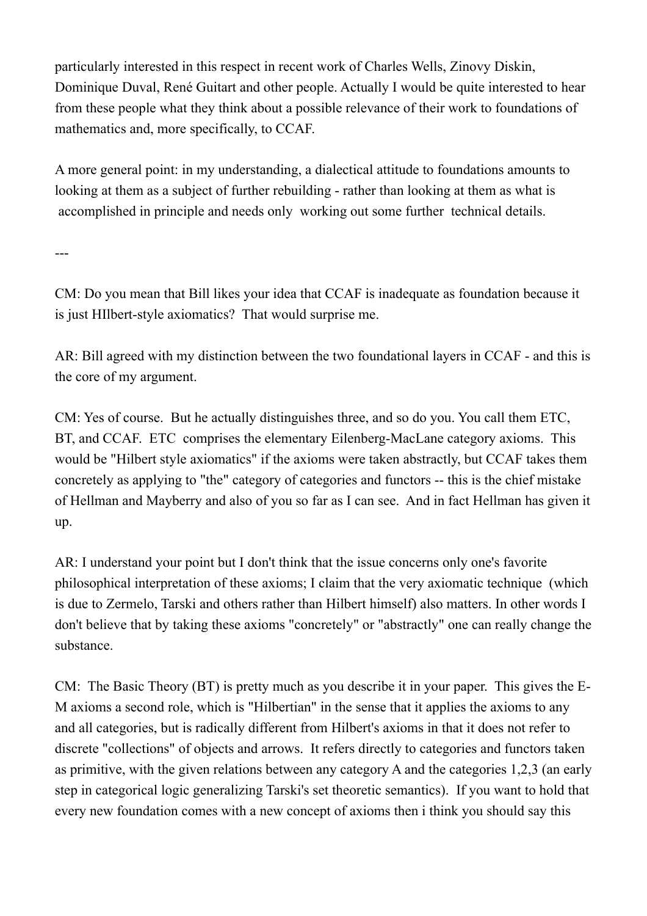particularly interested in this respect in recent work of Charles Wells, Zinovy Diskin, Dominique Duval, René Guitart and other people. Actually I would be quite interested to hear from these people what they think about a possible relevance of their work to foundations of mathematics and, more specifically, to CCAF.

A more general point: in my understanding, a dialectical attitude to foundations amounts to looking at them as a subject of further rebuilding - rather than looking at them as what is accomplished in principle and needs only working out some further technical details.

---

CM: Do you mean that Bill likes your idea that CCAF is inadequate as foundation because it is just HIlbert-style axiomatics? That would surprise me.

AR: Bill agreed with my distinction between the two foundational layers in CCAF - and this is the core of my argument.

CM: Yes of course. But he actually distinguishes three, and so do you. You call them ETC, BT, and CCAF. ETC comprises the elementary Eilenberg-MacLane category axioms. This would be "Hilbert style axiomatics" if the axioms were taken abstractly, but CCAF takes them concretely as applying to "the" category of categories and functors -- this is the chief mistake of Hellman and Mayberry and also of you so far as I can see. And in fact Hellman has given it up.

AR: I understand your point but I don't think that the issue concerns only one's favorite philosophical interpretation of these axioms; I claim that the very axiomatic technique (which is due to Zermelo, Tarski and others rather than Hilbert himself) also matters. In other words I don't believe that by taking these axioms "concretely" or "abstractly" one can really change the substance.

CM: The Basic Theory (BT) is pretty much as you describe it in your paper. This gives the E-M axioms a second role, which is "Hilbertian" in the sense that it applies the axioms to any and all categories, but is radically different from Hilbert's axioms in that it does not refer to discrete "collections" of objects and arrows. It refers directly to categories and functors taken as primitive, with the given relations between any category A and the categories 1,2,3 (an early step in categorical logic generalizing Tarski's set theoretic semantics). If you want to hold that every new foundation comes with a new concept of axioms then i think you should say this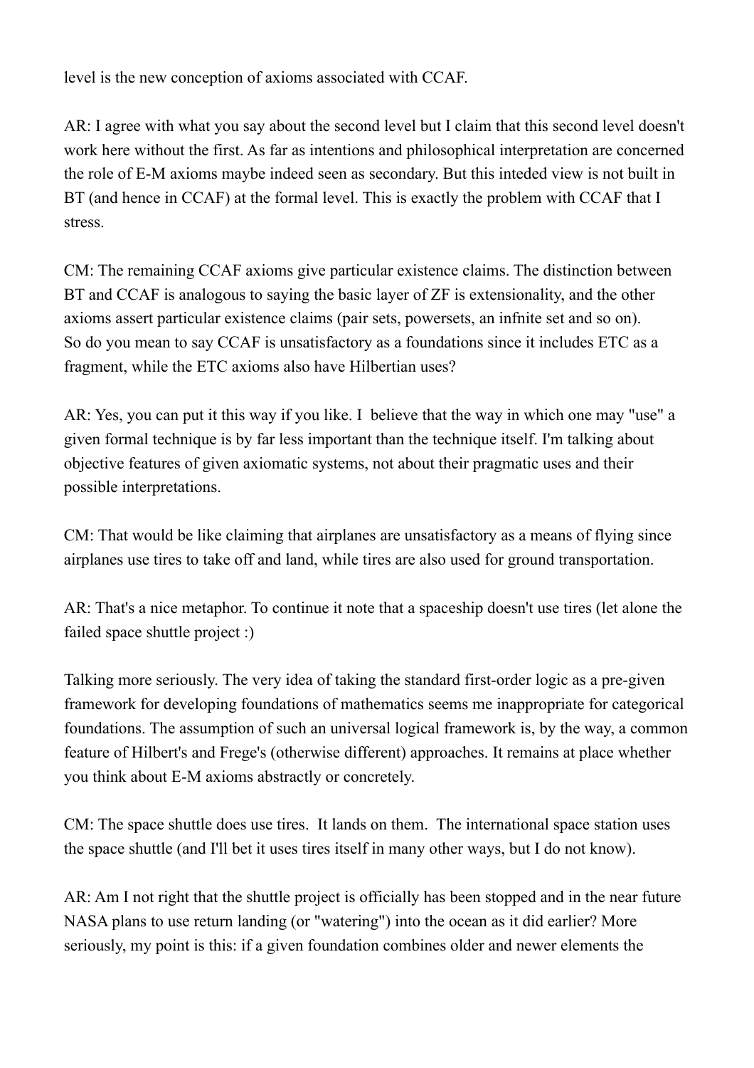level is the new conception of axioms associated with CCAF.

AR: I agree with what you say about the second level but I claim that this second level doesn't work here without the first. As far as intentions and philosophical interpretation are concerned the role of E-M axioms maybe indeed seen as secondary. But this inteded view is not built in BT (and hence in CCAF) at the formal level. This is exactly the problem with CCAF that I stress.

CM: The remaining CCAF axioms give particular existence claims. The distinction between BT and CCAF is analogous to saying the basic layer of ZF is extensionality, and the other axioms assert particular existence claims (pair sets, powersets, an infnite set and so on). So do you mean to say CCAF is unsatisfactory as a foundations since it includes ETC as a fragment, while the ETC axioms also have Hilbertian uses?

AR: Yes, you can put it this way if you like. I believe that the way in which one may "use" a given formal technique is by far less important than the technique itself. I'm talking about objective features of given axiomatic systems, not about their pragmatic uses and their possible interpretations.

CM: That would be like claiming that airplanes are unsatisfactory as a means of flying since airplanes use tires to take off and land, while tires are also used for ground transportation.

AR: That's a nice metaphor. To continue it note that a spaceship doesn't use tires (let alone the failed space shuttle project :)

Talking more seriously. The very idea of taking the standard first-order logic as a pre-given framework for developing foundations of mathematics seems me inappropriate for categorical foundations. The assumption of such an universal logical framework is, by the way, a common feature of Hilbert's and Frege's (otherwise different) approaches. It remains at place whether you think about E-M axioms abstractly or concretely.

CM: The space shuttle does use tires. It lands on them. The international space station uses the space shuttle (and I'll bet it uses tires itself in many other ways, but I do not know).

AR: Am I not right that the shuttle project is officially has been stopped and in the near future NASA plans to use return landing (or "watering") into the ocean as it did earlier? More seriously, my point is this: if a given foundation combines older and newer elements the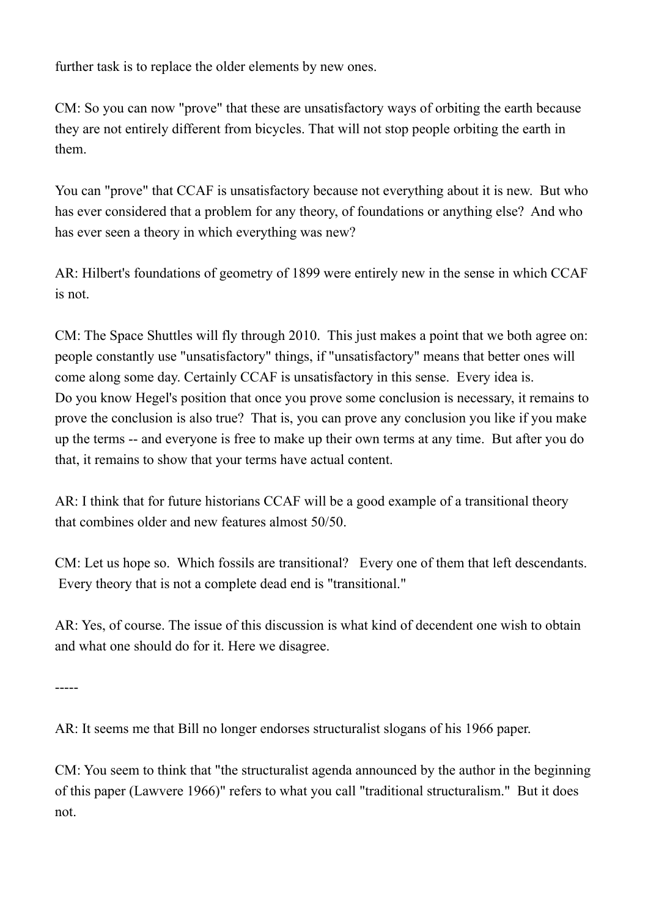further task is to replace the older elements by new ones.

CM: So you can now "prove" that these are unsatisfactory ways of orbiting the earth because they are not entirely different from bicycles. That will not stop people orbiting the earth in them.

You can "prove" that CCAF is unsatisfactory because not everything about it is new. But who has ever considered that a problem for any theory, of foundations or anything else? And who has ever seen a theory in which everything was new?

AR: Hilbert's foundations of geometry of 1899 were entirely new in the sense in which CCAF is not.

CM: The Space Shuttles will fly through 2010. This just makes a point that we both agree on: people constantly use "unsatisfactory" things, if "unsatisfactory" means that better ones will come along some day. Certainly CCAF is unsatisfactory in this sense. Every idea is.
Do you know Hegel's position that once you prove some conclusion is necessary, it remains to prove the conclusion is also true? That is, you can prove any conclusion you like if you make up the terms -- and everyone is free to make up their own terms at any time. But after you do that, it remains to show that your terms have actual content.

AR: I think that for future historians CCAF will be a good example of a transitional theory that combines older and new features almost 50/50.

CM: Let us hope so. Which fossils are transitional? Every one of them that left descendants. Every theory that is not a complete dead end is "transitional."

AR: Yes, of course. The issue of this discussion is what kind of decendent one wish to obtain and what one should do for it. Here we disagree.

-----

AR: It seems me that Bill no longer endorses structuralist slogans of his 1966 paper.

CM: You seem to think that "the structuralist agenda announced by the author in the beginning of this paper (Lawvere 1966)" refers to what you call "traditional structuralism." But it does not.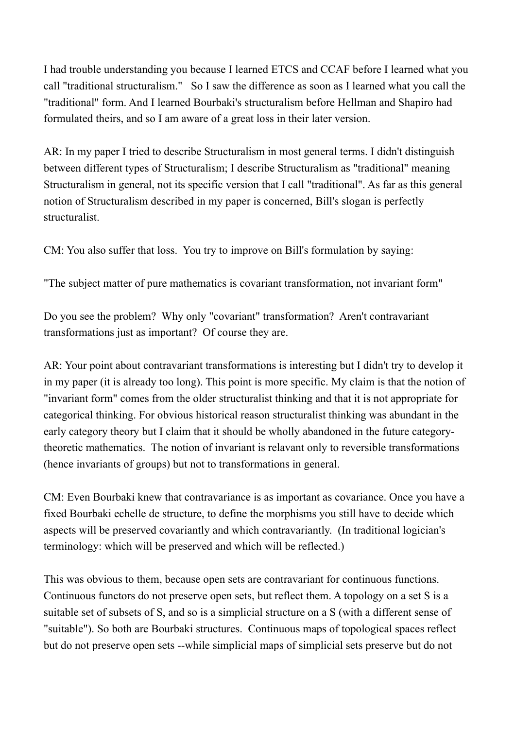I had trouble understanding you because I learned ETCS and CCAF before I learned what you call "traditional structuralism." So I saw the difference as soon as I learned what you call the "traditional" form. And I learned Bourbaki's structuralism before Hellman and Shapiro had formulated theirs, and so I am aware of a great loss in their later version.

AR: In my paper I tried to describe Structuralism in most general terms. I didn't distinguish between different types of Structuralism; I describe Structuralism as "traditional" meaning Structuralism in general, not its specific version that I call "traditional". As far as this general notion of Structuralism described in my paper is concerned, Bill's slogan is perfectly structuralist.

CM: You also suffer that loss. You try to improve on Bill's formulation by saying:

"The subject matter of pure mathematics is covariant transformation, not invariant form"

Do you see the problem? Why only "covariant" transformation? Aren't contravariant transformations just as important? Of course they are.

AR: Your point about contravariant transformations is interesting but I didn't try to develop it in my paper (it is already too long). This point is more specific. My claim is that the notion of "invariant form" comes from the older structuralist thinking and that it is not appropriate for categorical thinking. For obvious historical reason structuralist thinking was abundant in the early category theory but I claim that it should be wholly abandoned in the future category-theoretic mathematics. The notion of invariant is relavant only to reversible transformations (hence invariants of groups) but not to transformations in general.

CM: Even Bourbaki knew that contravariance is as important as covariance. Once you have a fixed Bourbaki echelle de structure, to define the morphisms you still have to decide which aspects will be preserved covariantly and which contravariantly. (In traditional logician's terminology: which will be preserved and which will be reflected.)

This was obvious to them, because open sets are contravariant for continuous functions. Continuous functors do not preserve open sets, but reflect them. A topology on a set S is a suitable set of subsets of S, and so is a simplicial structure on a S (with a different sense of "suitable"). So both are Bourbaki structures. Continuous maps of topological spaces reflect but do not preserve open sets --while simplicial maps of simplicial sets preserve but do not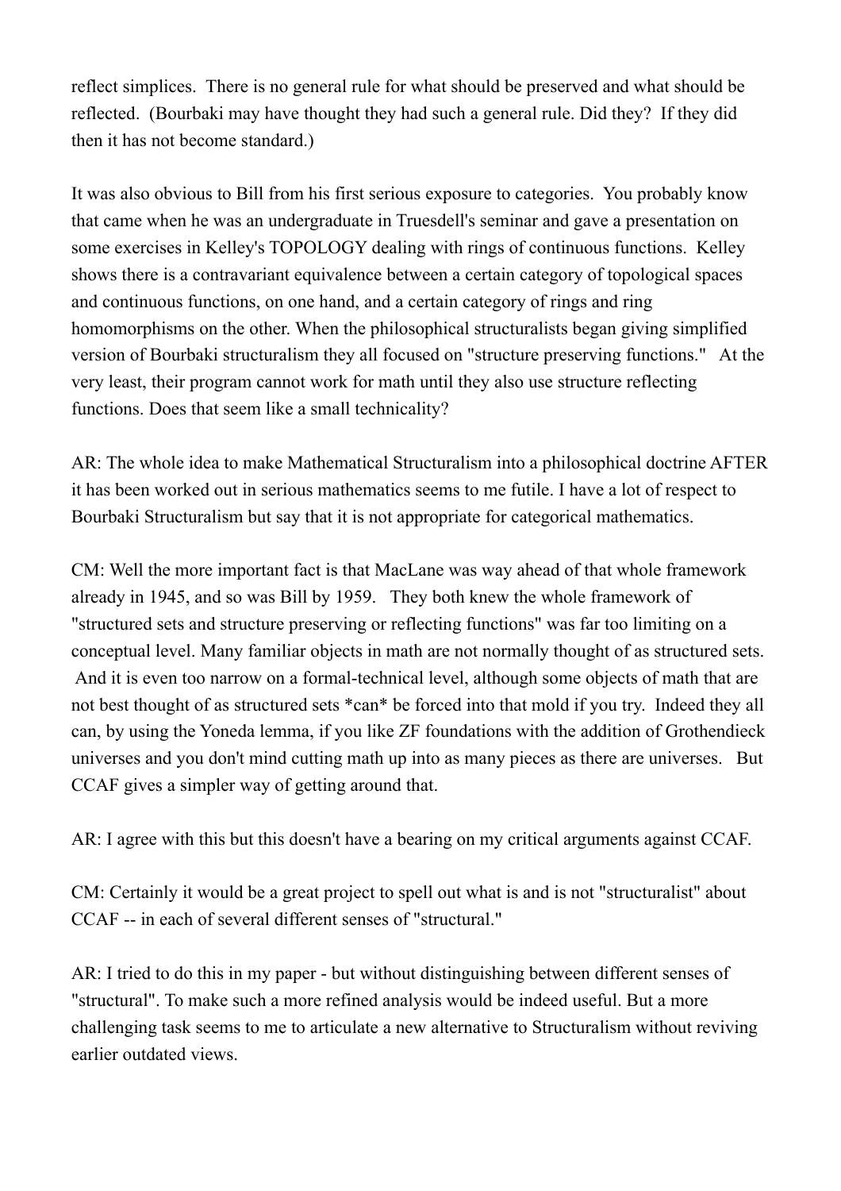reflect simplices. There is no general rule for what should be preserved and what should be reflected. (Bourbaki may have thought they had such a general rule. Did they? If they did then it has not become standard.)

It was also obvious to Bill from his first serious exposure to categories. You probably know that came when he was an undergraduate in Truesdell's seminar and gave a presentation on some exercises in Kelley's TOPOLOGY dealing with rings of continuous functions. Kelley shows there is a contravariant equivalence between a certain category of topological spaces and continuous functions, on one hand, and a certain category of rings and ring homomorphisms on the other. When the philosophical structuralists began giving simplified version of Bourbaki structuralism they all focused on "structure preserving functions." At the very least, their program cannot work for math until they also use structure reflecting functions. Does that seem like a small technicality?

AR: The whole idea to make Mathematical Structuralism into a philosophical doctrine AFTER it has been worked out in serious mathematics seems to me futile. I have a lot of respect to Bourbaki Structuralism but say that it is not appropriate for categorical mathematics.

CM: Well the more important fact is that MacLane was way ahead of that whole framework already in 1945, and so was Bill by 1959. They both knew the whole framework of "structured sets and structure preserving or reflecting functions" was far too limiting on a conceptual level. Many familiar objects in math are not normally thought of as structured sets. And it is even too narrow on a formal-technical level, although some objects of math that are not best thought of as structured sets *can* be forced into that mold if you try. Indeed they all can, by using the Yoneda lemma, if you like ZF foundations with the addition of Grothendieck universes and you don't mind cutting math up into as many pieces as there are universes. But CCAF gives a simpler way of getting around that.

AR: I agree with this but this doesn't have a bearing on my critical arguments against CCAF.

CM: Certainly it would be a great project to spell out what is and is not "structuralist" about CCAF -- in each of several different senses of "structural."

AR: I tried to do this in my paper - but without distinguishing between different senses of "structural". To make such a more refined analysis would be indeed useful. But a more challenging task seems to me to articulate a new alternative to Structuralism without reviving earlier outdated views.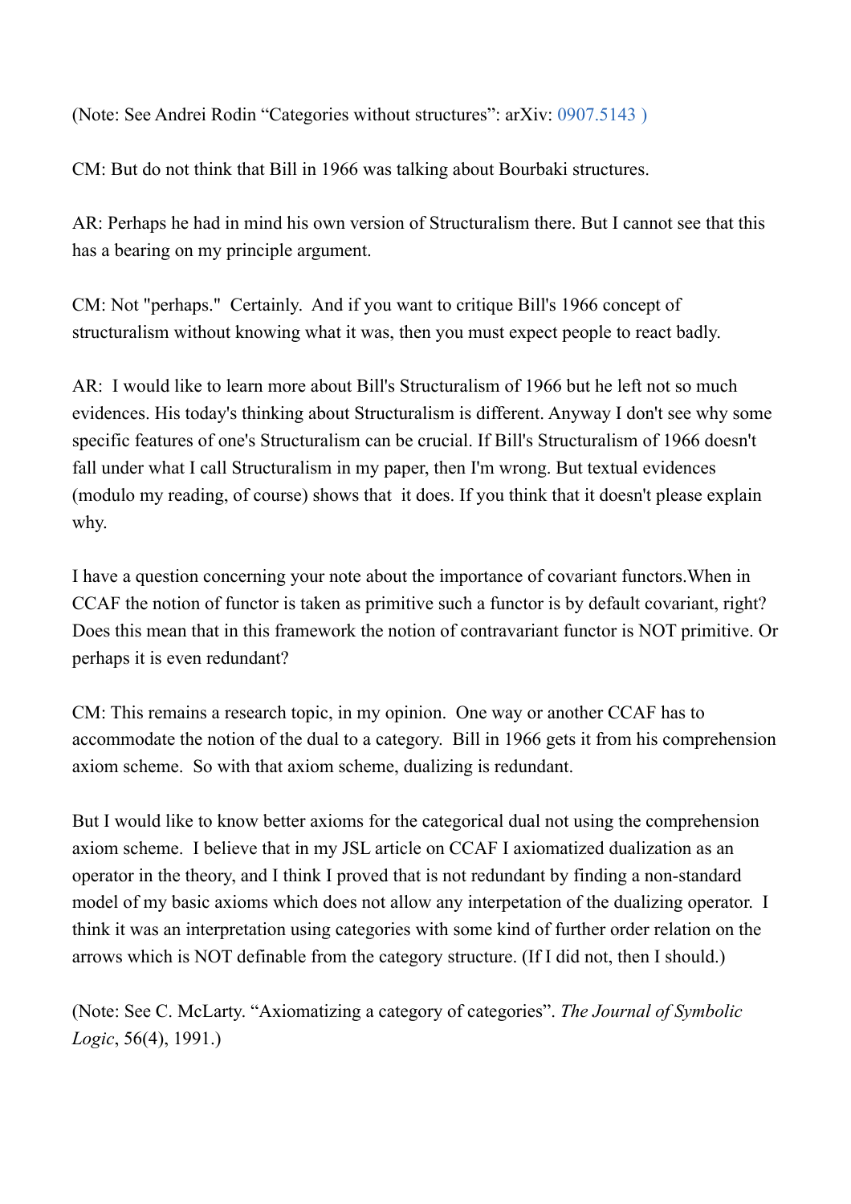(Note: See Andrei Rodin "Categories without structures": arXiv: 0907.5143 )

CM: But do not think that Bill in 1966 was talking about Bourbaki structures.

AR: Perhaps he had in mind his own version of Structuralism there. But I cannot see that this has a bearing on my principle argument.

CM: Not "perhaps." Certainly. And if you want to critique Bill's 1966 concept of structuralism without knowing what it was, then you must expect people to react badly.

AR: I would like to learn more about Bill's Structuralism of 1966 but he left not so much evidences. His today's thinking about Structuralism is different. Anyway I don't see why some specific features of one's Structuralism can be crucial. If Bill's Structuralism of 1966 doesn't fall under what I call Structuralism in my paper, then I'm wrong. But textual evidences (modulo my reading, of course) shows that it does. If you think that it doesn't please explain why.

I have a question concerning your note about the importance of covariant functors.When in CCAF the notion of functor is taken as primitive such a functor is by default covariant, right? Does this mean that in this framework the notion of contravariant functor is NOT primitive. Or perhaps it is even redundant?

CM: This remains a research topic, in my opinion. One way or another CCAF has to accommodate the notion of the dual to a category. Bill in 1966 gets it from his comprehension axiom scheme. So with that axiom scheme, dualizing is redundant.

But I would like to know better axioms for the categorical dual not using the comprehension axiom scheme. I believe that in my JSL article on CCAF I axiomatized dualization as an operator in the theory, and I think I proved that is not redundant by finding a non-standard model of my basic axioms which does not allow any interpetation of the dualizing operator. I think it was an interpretation using categories with some kind of further order relation on the arrows which is NOT definable from the category structure. (If I did not, then I should.)

(Note: See C. McLarty. "Axiomatizing a category of categories". *The Journal of Symbolic Logic*, 56(4), 1991.)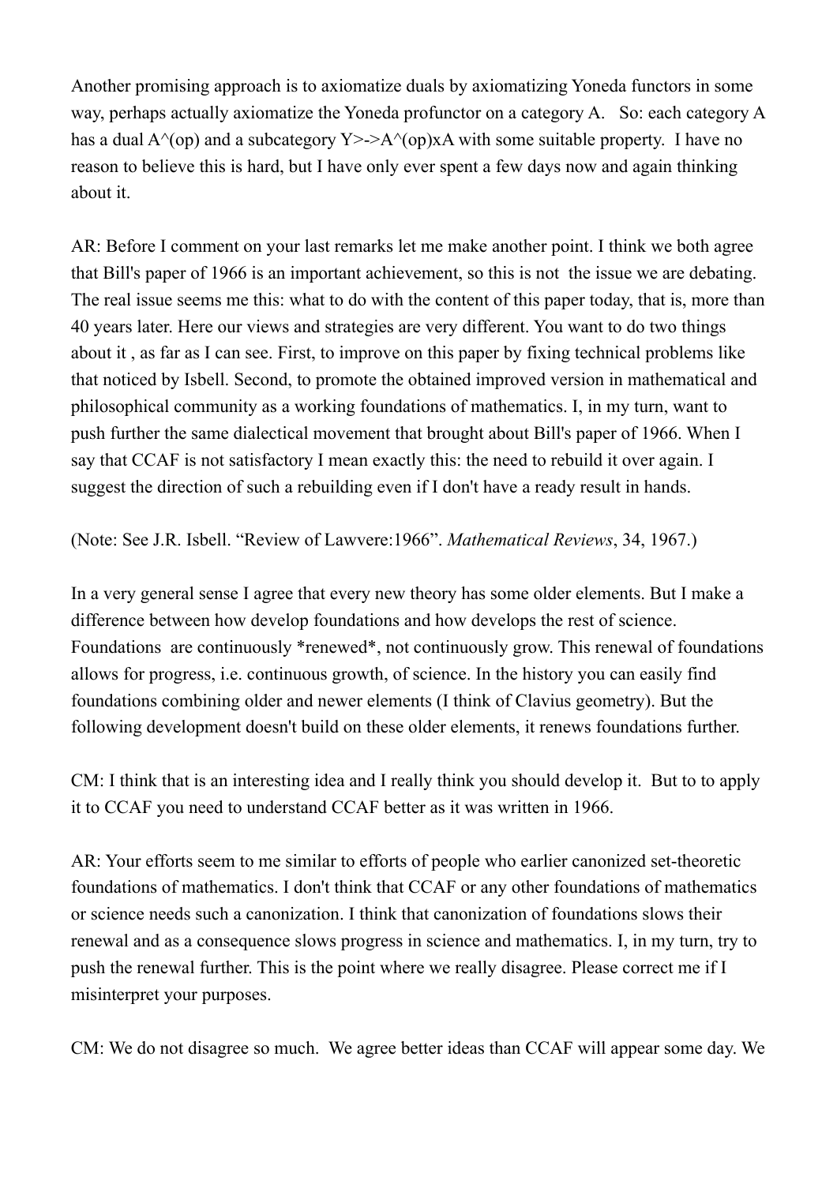Another promising approach is to axiomatize duals by axiomatizing Yoneda functors in some way, perhaps actually axiomatize the Yoneda profunctor on a category A. So: each category A has a dual $A^{(op)}$ and a subcategory $Y \rightarrowtail A^{(op)} \times A$ with some suitable property. I have no reason to believe this is hard, but I have only ever spent a few days now and again thinking about it.

AR: Before I comment on your last remarks let me make another point. I think we both agree that Bill's paper of 1966 is an important achievement, so this is not the issue we are debating. The real issue seems me this: what to do with the content of this paper today, that is, more than 40 years later. Here our views and strategies are very different. You want to do two things about it , as far as I can see. First, to improve on this paper by fixing technical problems like that noticed by Isbell. Second, to promote the obtained improved version in mathematical and philosophical community as a working foundations of mathematics. I, in my turn, want to push further the same dialectical movement that brought about Bill's paper of 1966. When I say that CCAF is not satisfactory I mean exactly this: the need to rebuild it over again. I suggest the direction of such a rebuilding even if I don't have a ready result in hands.

(Note: See J.R. Isbell. "Review of Lawvere:1966". *Mathematical Reviews*, 34, 1967.)

In a very general sense I agree that every new theory has some older elements. But I make a difference between how develop foundations and how develops the rest of science. Foundations are continuously *renewed*, not continuously grow. This renewal of foundations allows for progress, i.e. continuous growth, of science. In the history you can easily find foundations combining older and newer elements (I think of Clavius geometry). But the following development doesn't build on these older elements, it renews foundations further.

CM: I think that is an interesting idea and I really think you should develop it. But to to apply it to CCAF you need to understand CCAF better as it was written in 1966.

AR: Your efforts seem to me similar to efforts of people who earlier canonized set-theoretic foundations of mathematics. I don't think that CCAF or any other foundations of mathematics or science needs such a canonization. I think that canonization of foundations slows their renewal and as a consequence slows progress in science and mathematics. I, in my turn, try to push the renewal further. This is the point where we really disagree. Please correct me if I misinterpret your purposes.

CM: We do not disagree so much. We agree better ideas than CCAF will appear some day. We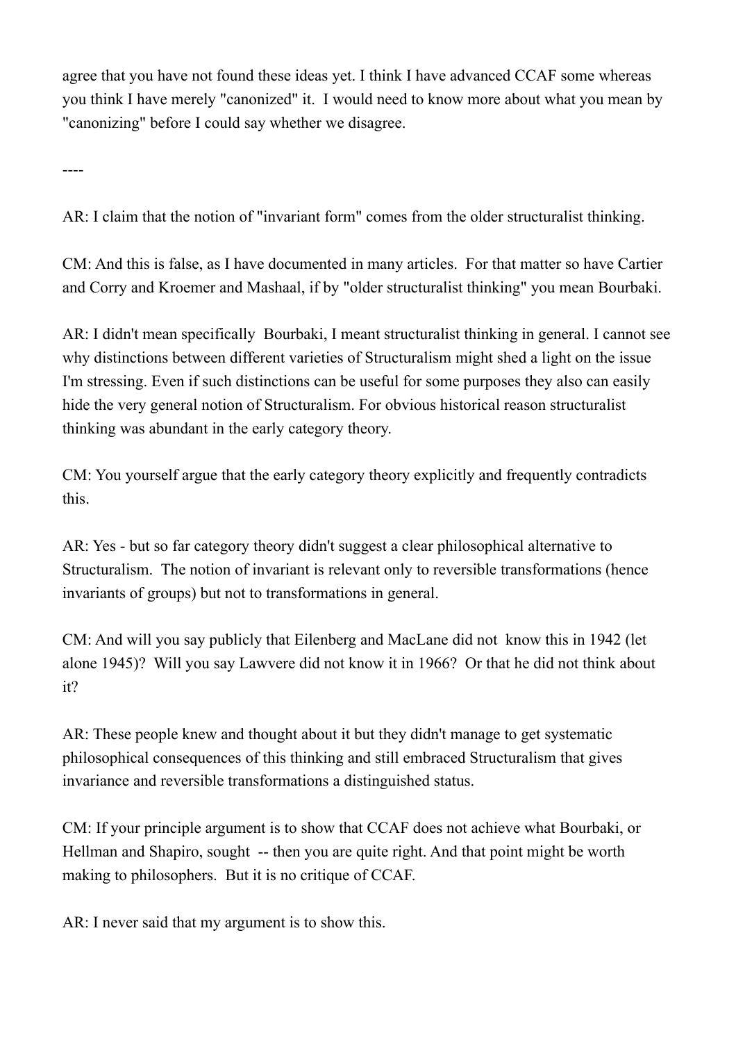agree that you have not found these ideas yet. I think I have advanced CCAF some whereas you think I have merely "canonized" it. I would need to know more about what you mean by "canonizing" before I could say whether we disagree.

----

AR: I claim that the notion of "invariant form" comes from the older structuralist thinking.

CM: And this is false, as I have documented in many articles. For that matter so have Cartier and Corry and Kroemer and Mashaal, if by "older structuralist thinking" you mean Bourbaki.

AR: I didn't mean specifically Bourbaki, I meant structuralist thinking in general. I cannot see why distinctions between different varieties of Structuralism might shed a light on the issue I'm stressing. Even if such distinctions can be useful for some purposes they also can easily hide the very general notion of Structuralism. For obvious historical reason structuralist thinking was abundant in the early category theory.

CM: You yourself argue that the early category theory explicitly and frequently contradicts this.

AR: Yes - but so far category theory didn't suggest a clear philosophical alternative to Structuralism. The notion of invariant is relevant only to reversible transformations (hence invariants of groups) but not to transformations in general.

CM: And will you say publicly that Eilenberg and MacLane did not know this in 1942 (let alone 1945)? Will you say Lawvere did not know it in 1966? Or that he did not think about it?

AR: These people knew and thought about it but they didn't manage to get systematic philosophical consequences of this thinking and still embraced Structuralism that gives invariance and reversible transformations a distinguished status.

CM: If your principle argument is to show that CCAF does not achieve what Bourbaki, or Hellman and Shapiro, sought -- then you are quite right. And that point might be worth making to philosophers. But it is no critique of CCAF.

AR: I never said that my argument is to show this.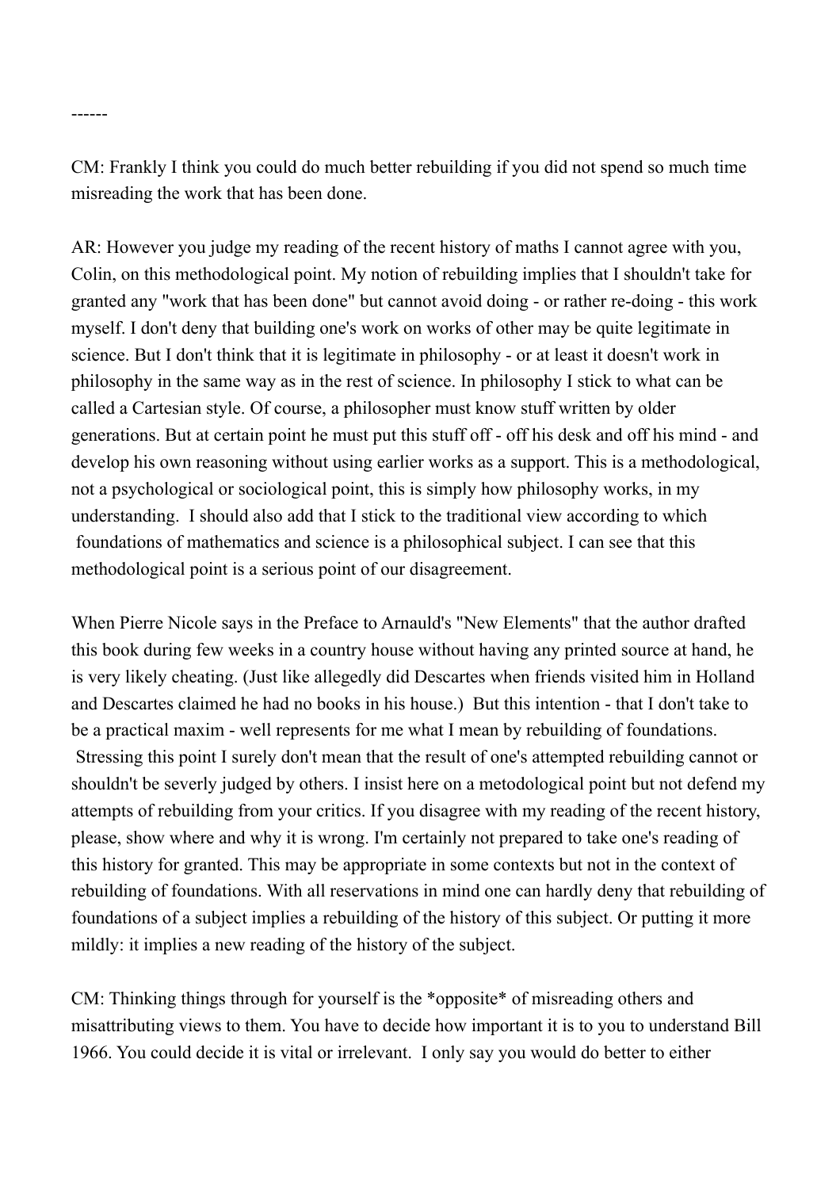------

CM: Frankly I think you could do much better rebuilding if you did not spend so much time misreading the work that has been done.

AR: However you judge my reading of the recent history of maths I cannot agree with you, Colin, on this methodological point. My notion of rebuilding implies that I shouldn't take for granted any "work that has been done" but cannot avoid doing - or rather re-doing - this work myself. I don't deny that building one's work on works of other may be quite legitimate in science. But I don't think that it is legitimate in philosophy - or at least it doesn't work in philosophy in the same way as in the rest of science. In philosophy I stick to what can be called a Cartesian style. Of course, a philosopher must know stuff written by older generations. But at certain point he must put this stuff off - off his desk and off his mind - and develop his own reasoning without using earlier works as a support. This is a methodological, not a psychological or sociological point, this is simply how philosophy works, in my understanding. I should also add that I stick to the traditional view according to which foundations of mathematics and science is a philosophical subject. I can see that this methodological point is a serious point of our disagreement.

When Pierre Nicole says in the Preface to Arnauld's "New Elements" that the author drafted this book during few weeks in a country house without having any printed source at hand, he is very likely cheating. (Just like allegedly did Descartes when friends visited him in Holland and Descartes claimed he had no books in his house.) But this intention - that I don't take to be a practical maxim - well represents for me what I mean by rebuilding of foundations. Stressing this point I surely don't mean that the result of one's attempted rebuilding cannot or shouldn't be severly judged by others. I insist here on a metodological point but not defend my attempts of rebuilding from your critics. If you disagree with my reading of the recent history, please, show where and why it is wrong. I'm certainly not prepared to take one's reading of this history for granted. This may be appropriate in some contexts but not in the context of rebuilding of foundations. With all reservations in mind one can hardly deny that rebuilding of foundations of a subject implies a rebuilding of the history of this subject. Or putting it more mildly: it implies a new reading of the history of the subject.

CM: Thinking things through for yourself is the *opposite* of misreading others and misattributing views to them. You have to decide how important it is to you to understand Bill 1966. You could decide it is vital or irrelevant. I only say you would do better to either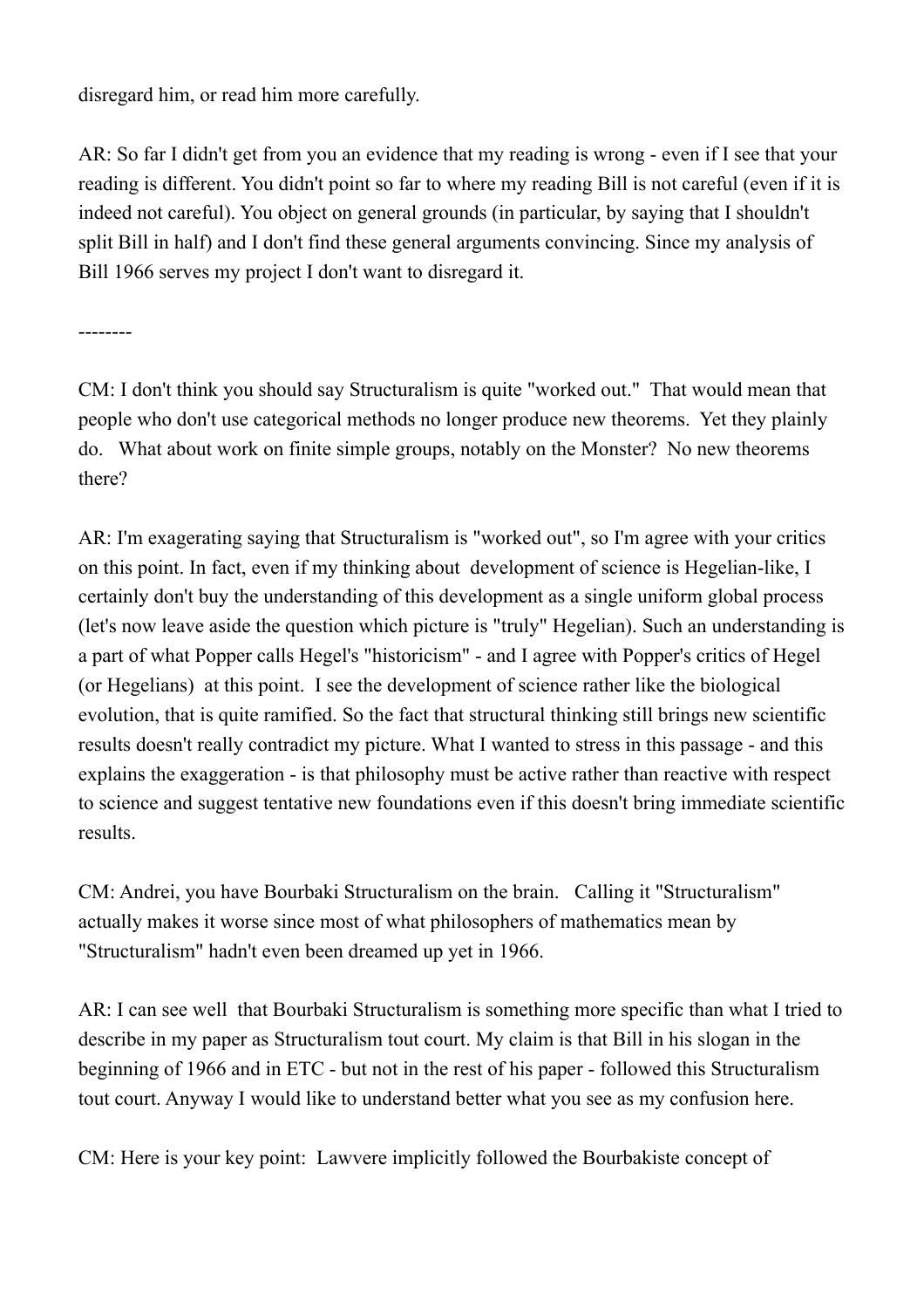disregard him, or read him more carefully.

AR: So far I didn't get from you an evidence that my reading is wrong - even if I see that your reading is different. You didn't point so far to where my reading Bill is not careful (even if it is indeed not careful). You object on general grounds (in particular, by saying that I shouldn't split Bill in half) and I don't find these general arguments convincing. Since my analysis of Bill 1966 serves my project I don't want to disregard it.

--------

CM: I don't think you should say Structuralism is quite "worked out." That would mean that people who don't use categorical methods no longer produce new theorems. Yet they plainly do. What about work on finite simple groups, notably on the Monster? No new theorems there?

AR: I'm exagerating saying that Structuralism is "worked out", so I'm agree with your critics on this point. In fact, even if my thinking about development of science is Hegelian-like, I certainly don't buy the understanding of this development as a single uniform global process (let's now leave aside the question which picture is "truly" Hegelian). Such an understanding is a part of what Popper calls Hegel's "historicism" - and I agree with Popper's critics of Hegel (or Hegelians) at this point. I see the development of science rather like the biological evolution, that is quite ramified. So the fact that structural thinking still brings new scientific results doesn't really contradict my picture. What I wanted to stress in this passage - and this explains the exaggeration - is that philosophy must be active rather than reactive with respect to science and suggest tentative new foundations even if this doesn't bring immediate scientific results.

CM: Andrei, you have Bourbaki Structuralism on the brain. Calling it "Structuralism" actually makes it worse since most of what philosophers of mathematics mean by "Structuralism" hadn't even been dreamed up yet in 1966.

AR: I can see well that Bourbaki Structuralism is something more specific than what I tried to describe in my paper as Structuralism tout court. My claim is that Bill in his slogan in the beginning of 1966 and in ETC - but not in the rest of his paper - followed this Structuralism tout court. Anyway I would like to understand better what you see as my confusion here.

CM: Here is your key point: Lawvere implicitly followed the Bourbakiste concept of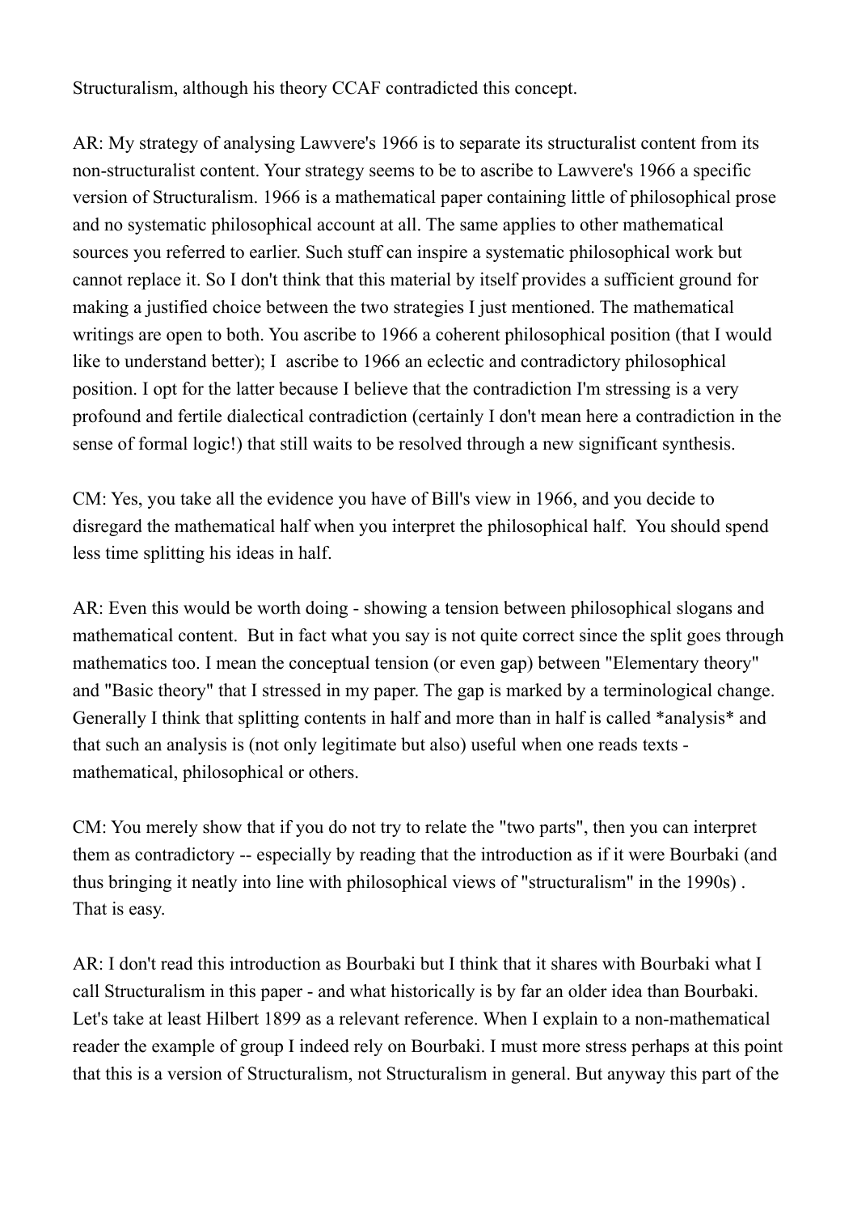Structuralism, although his theory CCAF contradicted this concept.

AR: My strategy of analysing Lawvere's 1966 is to separate its structuralist content from its non-structuralist content. Your strategy seems to be to ascribe to Lawvere's 1966 a specific version of Structuralism. 1966 is a mathematical paper containing little of philosophical prose and no systematic philosophical account at all. The same applies to other mathematical sources you referred to earlier. Such stuff can inspire a systematic philosophical work but cannot replace it. So I don't think that this material by itself provides a sufficient ground for making a justified choice between the two strategies I just mentioned. The mathematical writings are open to both. You ascribe to 1966 a coherent philosophical position (that I would like to understand better); I ascribe to 1966 an eclectic and contradictory philosophical position. I opt for the latter because I believe that the contradiction I'm stressing is a very profound and fertile dialectical contradiction (certainly I don't mean here a contradiction in the sense of formal logic!) that still waits to be resolved through a new significant synthesis.

CM: Yes, you take all the evidence you have of Bill's view in 1966, and you decide to disregard the mathematical half when you interpret the philosophical half. You should spend less time splitting his ideas in half.

AR: Even this would be worth doing - showing a tension between philosophical slogans and mathematical content. But in fact what you say is not quite correct since the split goes through mathematics too. I mean the conceptual tension (or even gap) between "Elementary theory" and "Basic theory" that I stressed in my paper. The gap is marked by a terminological change. Generally I think that splitting contents in half and more than in half is called *analysis* and that such an analysis is (not only legitimate but also) useful when one reads texts - mathematical, philosophical or others.

CM: You merely show that if you do not try to relate the "two parts", then you can interpret them as contradictory -- especially by reading that the introduction as if it were Bourbaki (and thus bringing it neatly into line with philosophical views of "structuralism" in the 1990s) . That is easy.

AR: I don't read this introduction as Bourbaki but I think that it shares with Bourbaki what I call Structuralism in this paper - and what historically is by far an older idea than Bourbaki. Let's take at least Hilbert 1899 as a relevant reference. When I explain to a non-mathematical reader the example of group I indeed rely on Bourbaki. I must more stress perhaps at this point that this is a version of Structuralism, not Structuralism in general. But anyway this part of the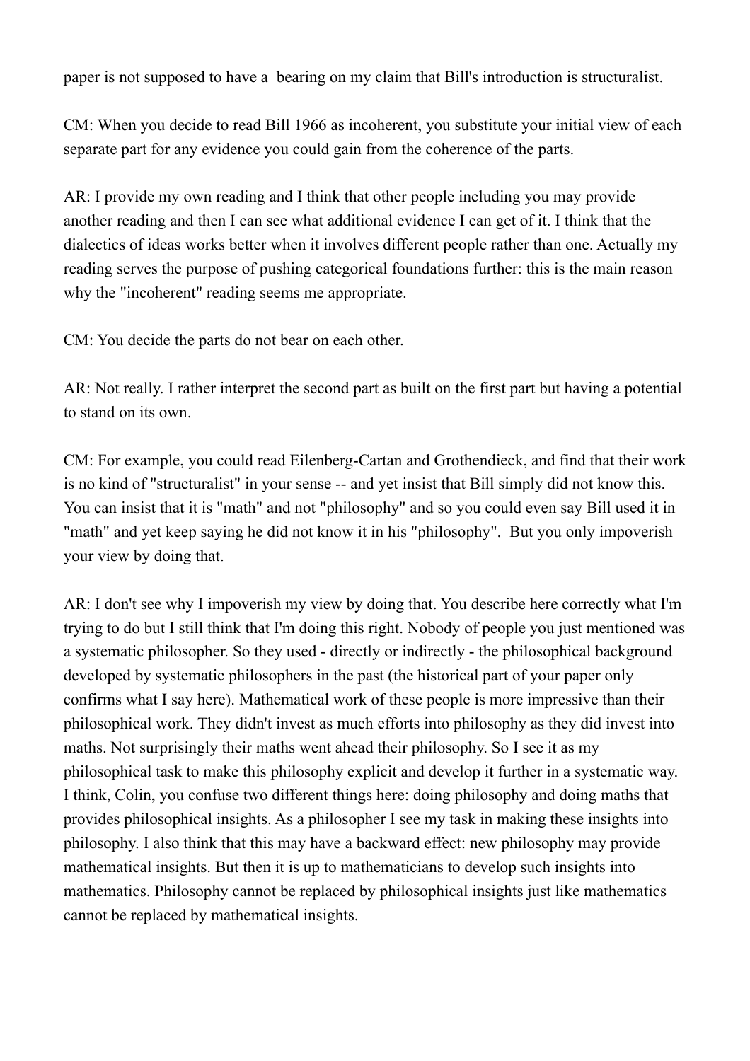paper is not supposed to have a bearing on my claim that Bill's introduction is structuralist.

CM: When you decide to read Bill 1966 as incoherent, you substitute your initial view of each separate part for any evidence you could gain from the coherence of the parts.

AR: I provide my own reading and I think that other people including you may provide another reading and then I can see what additional evidence I can get of it. I think that the dialectics of ideas works better when it involves different people rather than one. Actually my reading serves the purpose of pushing categorical foundations further: this is the main reason why the "incoherent" reading seems me appropriate.

CM: You decide the parts do not bear on each other.

AR: Not really. I rather interpret the second part as built on the first part but having a potential to stand on its own.

CM: For example, you could read Eilenberg-Cartan and Grothendieck, and find that their work is no kind of "structuralist" in your sense -- and yet insist that Bill simply did not know this. You can insist that it is "math" and not "philosophy" and so you could even say Bill used it in "math" and yet keep saying he did not know it in his "philosophy". But you only impoverish your view by doing that.

AR: I don't see why I impoverish my view by doing that. You describe here correctly what I'm trying to do but I still think that I'm doing this right. Nobody of people you just mentioned was a systematic philosopher. So they used - directly or indirectly - the philosophical background developed by systematic philosophers in the past (the historical part of your paper only confirms what I say here). Mathematical work of these people is more impressive than their philosophical work. They didn't invest as much efforts into philosophy as they did invest into maths. Not surprisingly their maths went ahead their philosophy. So I see it as my philosophical task to make this philosophy explicit and develop it further in a systematic way. I think, Colin, you confuse two different things here: doing philosophy and doing maths that provides philosophical insights. As a philosopher I see my task in making these insights into philosophy. I also think that this may have a backward effect: new philosophy may provide mathematical insights. But then it is up to mathematicians to develop such insights into mathematics. Philosophy cannot be replaced by philosophical insights just like mathematics cannot be replaced by mathematical insights.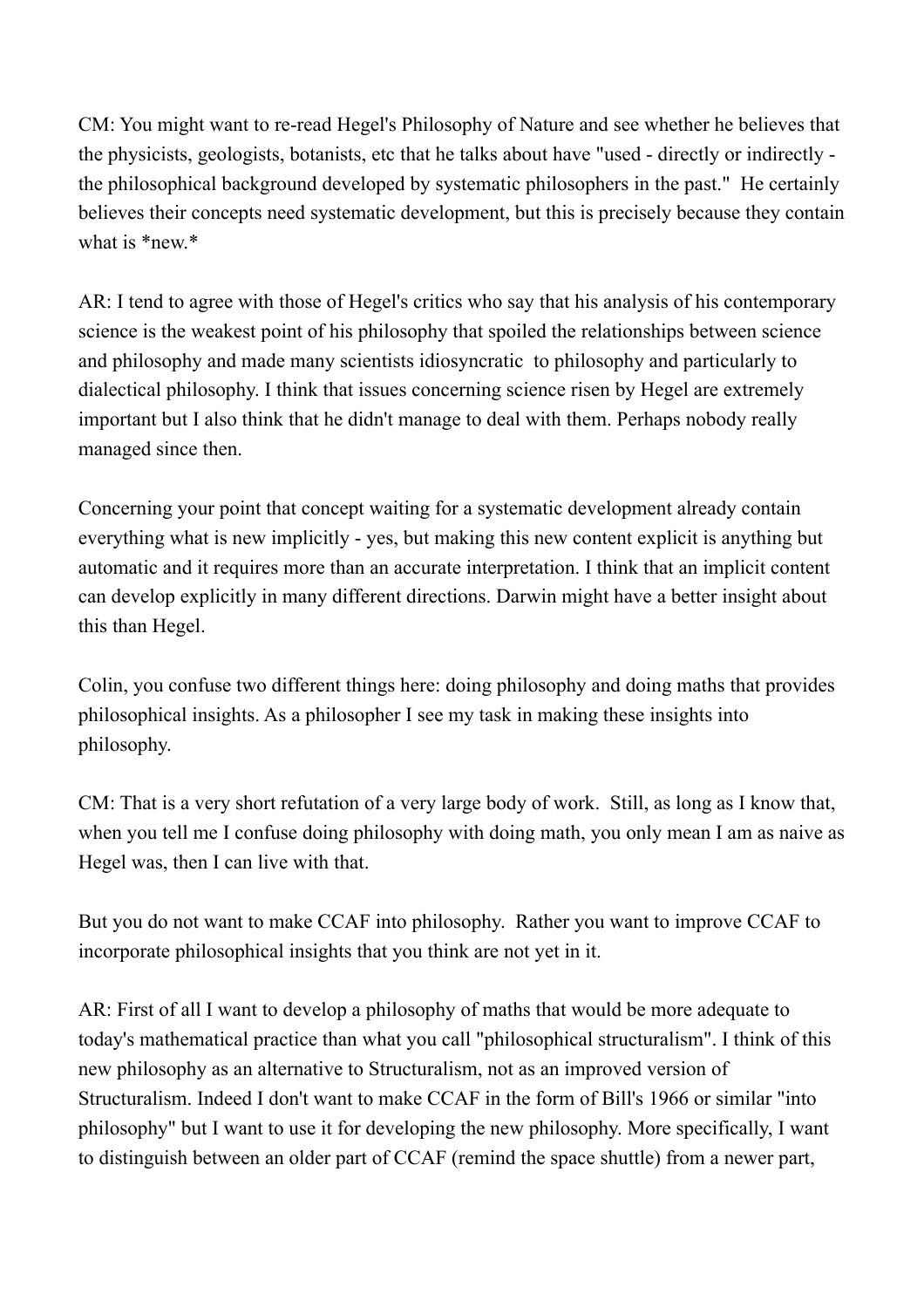CM: You might want to re-read Hegel's Philosophy of Nature and see whether he believes that the physicists, geologists, botanists, etc that he talks about have "used - directly or indirectly - the philosophical background developed by systematic philosophers in the past." He certainly believes their concepts need systematic development, but this is precisely because they contain what is *new.*

AR: I tend to agree with those of Hegel's critics who say that his analysis of his contemporary science is the weakest point of his philosophy that spoiled the relationships between science and philosophy and made many scientists idiosyncratic to philosophy and particularly to dialectical philosophy. I think that issues concerning science risen by Hegel are extremely important but I also think that he didn't manage to deal with them. Perhaps nobody really managed since then.

Concerning your point that concept waiting for a systematic development already contain everything what is new implicitly - yes, but making this new content explicit is anything but automatic and it requires more than an accurate interpretation. I think that an implicit content can develop explicitly in many different directions. Darwin might have a better insight about this than Hegel.

Colin, you confuse two different things here: doing philosophy and doing maths that provides philosophical insights. As a philosopher I see my task in making these insights into philosophy.

CM: That is a very short refutation of a very large body of work. Still, as long as I know that, when you tell me I confuse doing philosophy with doing math, you only mean I am as naive as Hegel was, then I can live with that.

But you do not want to make CCAF into philosophy. Rather you want to improve CCAF to incorporate philosophical insights that you think are not yet in it.

AR: First of all I want to develop a philosophy of maths that would be more adequate to today's mathematical practice than what you call "philosophical structuralism". I think of this new philosophy as an alternative to Structuralism, not as an improved version of Structuralism. Indeed I don't want to make CCAF in the form of Bill's 1966 or similar "into philosophy" but I want to use it for developing the new philosophy. More specifically, I want to distinguish between an older part of CCAF (remind the space shuttle) from a newer part,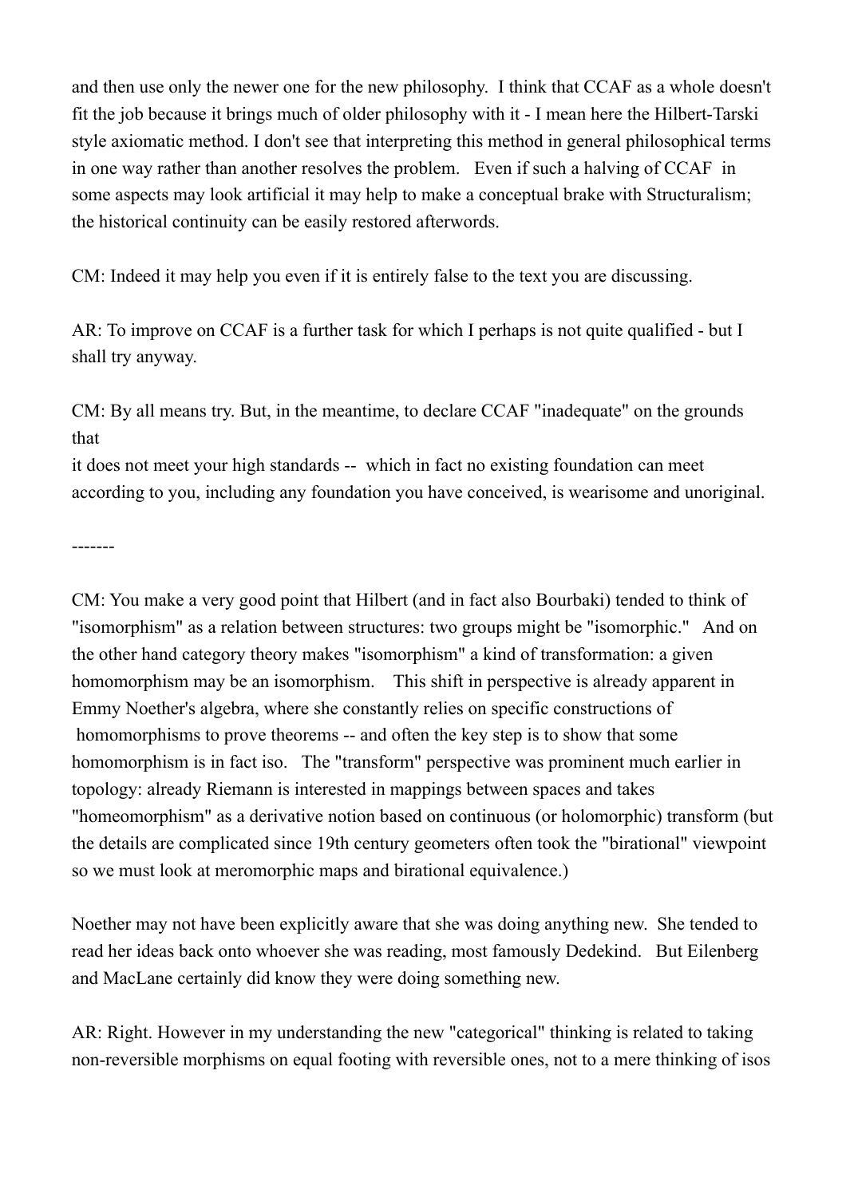and then use only the newer one for the new philosophy. I think that CCAF as a whole doesn't fit the job because it brings much of older philosophy with it - I mean here the Hilbert-Tarski style axiomatic method. I don't see that interpreting this method in general philosophical terms in one way rather than another resolves the problem. Even if such a halving of CCAF in some aspects may look artificial it may help to make a conceptual brake with Structuralism; the historical continuity can be easily restored afterwords.

CM: Indeed it may help you even if it is entirely false to the text you are discussing.

AR: To improve on CCAF is a further task for which I perhaps is not quite qualified - but I shall try anyway.

CM: By all means try. But, in the meantime, to declare CCAF "inadequate" on the grounds that
it does not meet your high standards -- which in fact no existing foundation can meet according to you, including any foundation you have conceived, is wearisome and unoriginal.

-------

CM: You make a very good point that Hilbert (and in fact also Bourbaki) tended to think of "isomorphism" as a relation between structures: two groups might be "isomorphic." And on the other hand category theory makes "isomorphism" a kind of transformation: a given homomorphism may be an isomorphism. This shift in perspective is already apparent in Emmy Noether's algebra, where she constantly relies on specific constructions of homomorphisms to prove theorems -- and often the key step is to show that some homomorphism is in fact iso. The "transform" perspective was prominent much earlier in topology: already Riemann is interested in mappings between spaces and takes "homeomorphism" as a derivative notion based on continuous (or holomorphic) transform (but the details are complicated since 19th century geometers often took the "birational" viewpoint so we must look at meromorphic maps and birational equivalence.)

Noether may not have been explicitly aware that she was doing anything new. She tended to read her ideas back onto whoever she was reading, most famously Dedekind. But Eilenberg and MacLane certainly did know they were doing something new.

AR: Right. However in my understanding the new "categorical" thinking is related to taking non-reversible morphisms on equal footing with reversible ones, not to a mere thinking of isos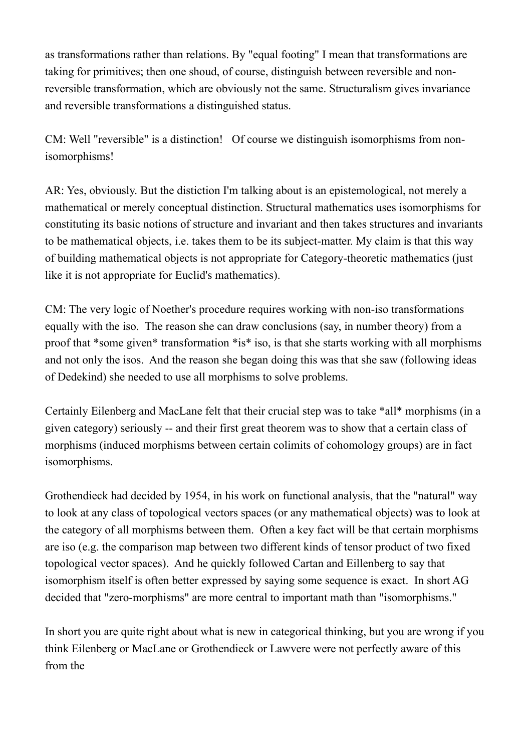as transformations rather than relations. By "equal footing" I mean that transformations are taking for primitives; then one shoud, of course, distinguish between reversible and non-reversible transformation, which are obviously not the same. Structuralism gives invariance and reversible transformations a distinguished status.

CM: Well "reversible" is a distinction!   Of course we distinguish isomorphisms from non-isomorphisms!

AR: Yes, obviously. But the distiction I'm talking about is an epistemological, not merely a mathematical or merely conceptual distinction. Structural mathematics uses isomorphisms for constituting its basic notions of structure and invariant and then takes structures and invariants to be mathematical objects, i.e. takes them to be its subject-matter. My claim is that this way of building mathematical objects is not appropriate for Category-theoretic mathematics (just like it is not appropriate for Euclid's mathematics).

CM: The very logic of Noether's procedure requires working with non-iso transformations equally with the iso.  The reason she can draw conclusions (say, in number theory) from a proof that *some given* transformation *is* iso, is that she starts working with all morphisms and not only the isos.  And the reason she began doing this was that she saw (following ideas of Dedekind) she needed to use all morphisms to solve problems.

Certainly Eilenberg and MacLane felt that their crucial step was to take *all* morphisms (in a given category) seriously -- and their first great theorem was to show that a certain class of morphisms (induced morphisms between certain colimits of cohomology groups) are in fact isomorphisms.

Grothendieck had decided by 1954, in his work on functional analysis, that the "natural" way to look at any class of topological vectors spaces (or any mathematical objects) was to look at the category of all morphisms between them.  Often a key fact will be that certain morphisms are iso (e.g. the comparison map between two different kinds of tensor product of two fixed topological vector spaces).  And he quickly followed Cartan and Eillenberg to say that isomorphism itself is often better expressed by saying some sequence is exact.  In short AG decided that "zero-morphisms" are more central to important math than "isomorphisms."

In short you are quite right about what is new in categorical thinking, but you are wrong if you think Eilenberg or MacLane or Grothendieck or Lawvere were not perfectly aware of this from the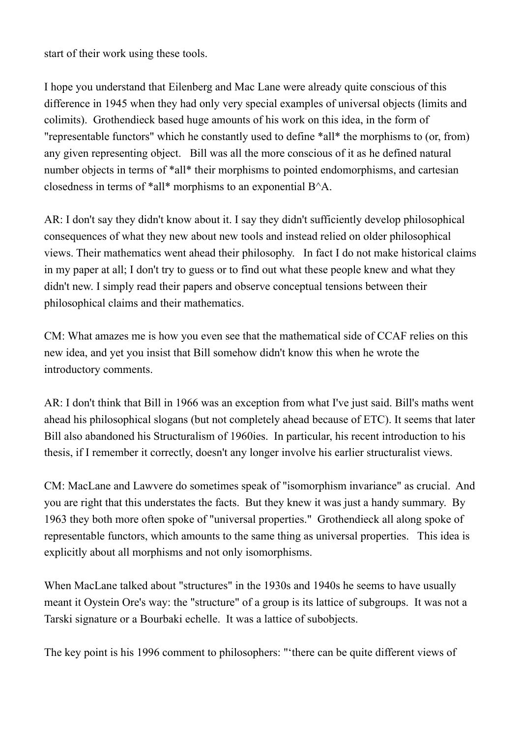start of their work using these tools.

I hope you understand that Eilenberg and Mac Lane were already quite conscious of this difference in 1945 when they had only very special examples of universal objects (limits and colimits). Grothendieck based huge amounts of his work on this idea, in the form of "representable functors" which he constantly used to define *all* the morphisms to (or, from) any given representing object. Bill was all the more conscious of it as he defined natural number objects in terms of *all* their morphisms to pointed endomorphisms, and cartesian closedness in terms of *all* morphisms to an exponential B^A.

AR: I don't say they didn't know about it. I say they didn't sufficiently develop philosophical consequences of what they new about new tools and instead relied on older philosophical views. Their mathematics went ahead their philosophy. In fact I do not make historical claims in my paper at all; I don't try to guess or to find out what these people knew and what they didn't new. I simply read their papers and observe conceptual tensions between their philosophical claims and their mathematics.

CM: What amazes me is how you even see that the mathematical side of CCAF relies on this new idea, and yet you insist that Bill somehow didn't know this when he wrote the introductory comments.

AR: I don't think that Bill in 1966 was an exception from what I've just said. Bill's maths went ahead his philosophical slogans (but not completely ahead because of ETC). It seems that later Bill also abandoned his Structuralism of 1960ies. In particular, his recent introduction to his thesis, if I remember it correctly, doesn't any longer involve his earlier structuralist views.

CM: MacLane and Lawvere do sometimes speak of "isomorphism invariance" as crucial. And you are right that this understates the facts. But they knew it was just a handy summary. By 1963 they both more often spoke of "universal properties." Grothendieck all along spoke of representable functors, which amounts to the same thing as universal properties. This idea is explicitly about all morphisms and not only isomorphisms.

When MacLane talked about "structures" in the 1930s and 1940s he seems to have usually meant it Oystein Ore's way: the "structure" of a group is its lattice of subgroups. It was not a Tarski signature or a Bourbaki echelle. It was a lattice of subobjects.

The key point is his 1996 comment to philosophers: "‘there can be quite different views of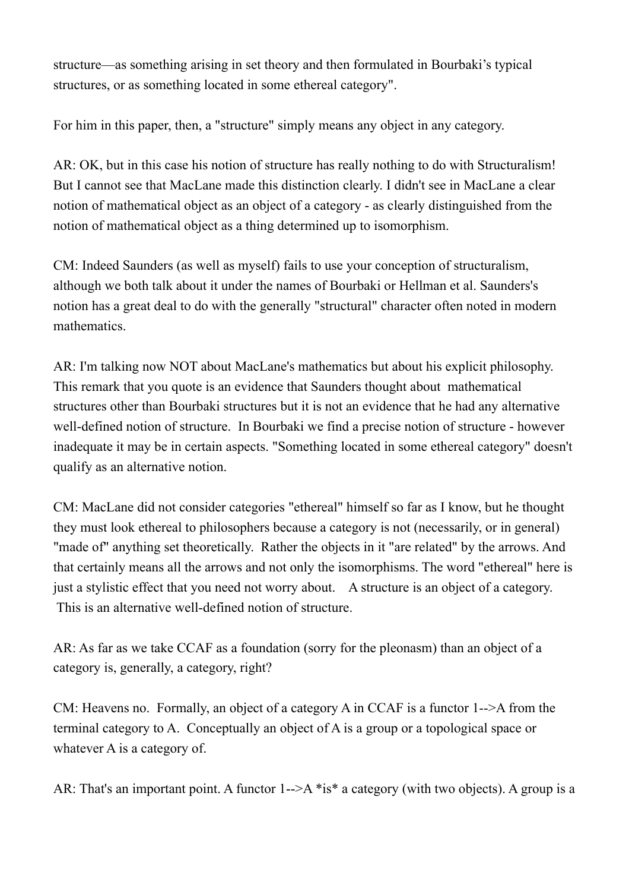structure—as something arising in set theory and then formulated in Bourbaki's typical structures, or as something located in some ethereal category".

For him in this paper, then, a "structure" simply means any object in any category.

AR: OK, but in this case his notion of structure has really nothing to do with Structuralism! But I cannot see that MacLane made this distinction clearly. I didn't see in MacLane a clear notion of mathematical object as an object of a category - as clearly distinguished from the notion of mathematical object as a thing determined up to isomorphism.

CM: Indeed Saunders (as well as myself) fails to use your conception of structuralism, although we both talk about it under the names of Bourbaki or Hellman et al. Saunders's notion has a great deal to do with the generally "structural" character often noted in modern mathematics.

AR: I'm talking now NOT about MacLane's mathematics but about his explicit philosophy. This remark that you quote is an evidence that Saunders thought about mathematical structures other than Bourbaki structures but it is not an evidence that he had any alternative well-defined notion of structure. In Bourbaki we find a precise notion of structure - however inadequate it may be in certain aspects. "Something located in some ethereal category" doesn't qualify as an alternative notion.

CM: MacLane did not consider categories "ethereal" himself so far as I know, but he thought they must look ethereal to philosophers because a category is not (necessarily, or in general) "made of" anything set theoretically. Rather the objects in it "are related" by the arrows. And that certainly means all the arrows and not only the isomorphisms. The word "ethereal" here is just a stylistic effect that you need not worry about. A structure is an object of a category. This is an alternative well-defined notion of structure.

AR: As far as we take CCAF as a foundation (sorry for the pleonasm) than an object of a category is, generally, a category, right?

CM: Heavens no. Formally, an object of a category A in CCAF is a functor 1-->A from the terminal category to A. Conceptually an object of A is a group or a topological space or whatever A is a category of.

AR: That's an important point. A functor 1-->A *is* a category (with two objects). A group is a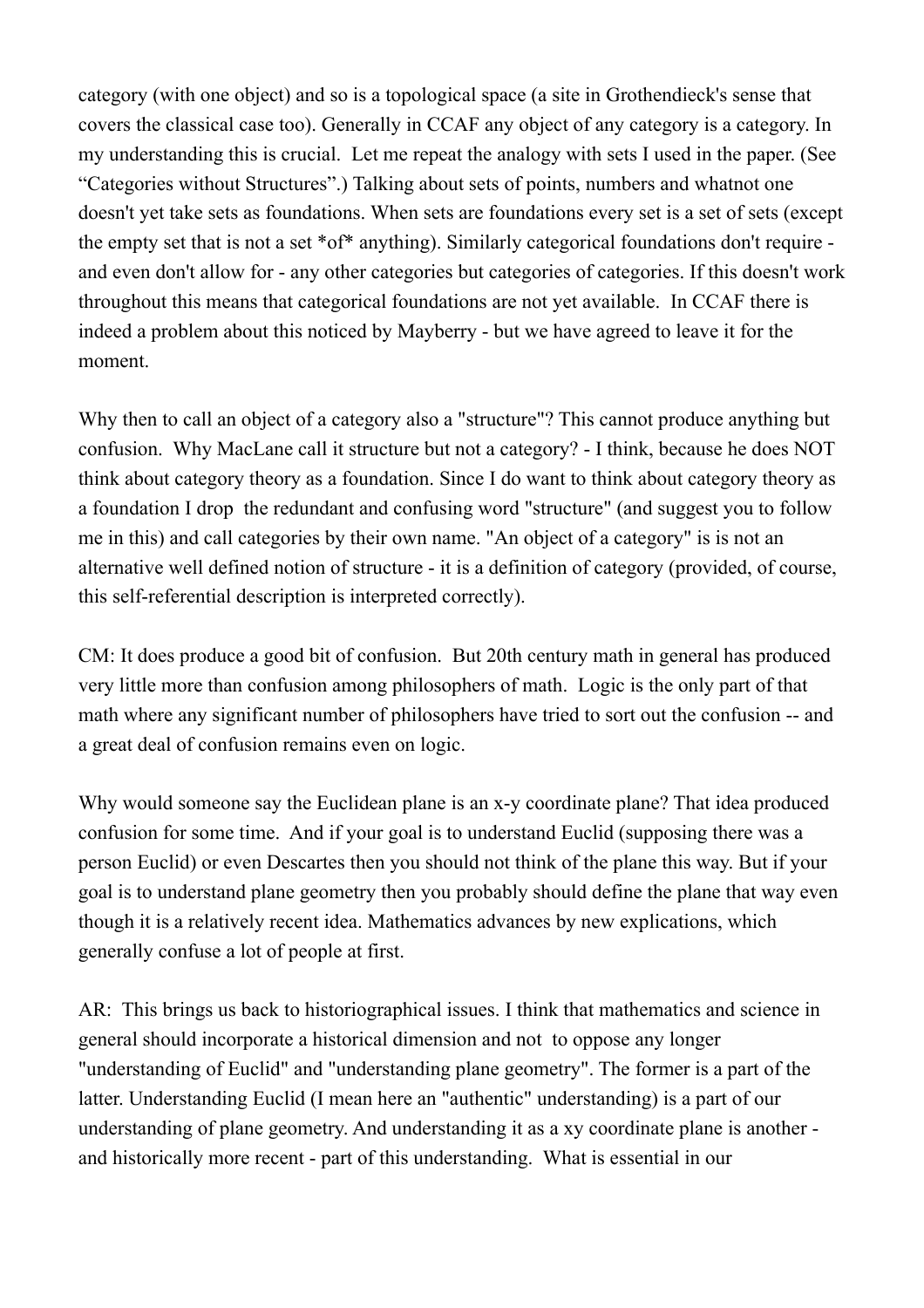category (with one object) and so is a topological space (a site in Grothendieck's sense that covers the classical case too). Generally in CCAF any object of any category is a category. In my understanding this is crucial. Let me repeat the analogy with sets I used in the paper. (See "Categories without Structures".) Talking about sets of points, numbers and whatnot one doesn't yet take sets as foundations. When sets are foundations every set is a set of sets (except the empty set that is not a set *of* anything). Similarly categorical foundations don't require - and even don't allow for - any other categories but categories of categories. If this doesn't work throughout this means that categorical foundations are not yet available. In CCAF there is indeed a problem about this noticed by Mayberry - but we have agreed to leave it for the moment.

Why then to call an object of a category also a "structure"? This cannot produce anything but confusion. Why MacLane call it structure but not a category? - I think, because he does NOT think about category theory as a foundation. Since I do want to think about category theory as a foundation I drop the redundant and confusing word "structure" (and suggest you to follow me in this) and call categories by their own name. "An object of a category" is is not an alternative well defined notion of structure - it is a definition of category (provided, of course, this self-referential description is interpreted correctly).

CM: It does produce a good bit of confusion. But 20th century math in general has produced very little more than confusion among philosophers of math. Logic is the only part of that math where any significant number of philosophers have tried to sort out the confusion -- and a great deal of confusion remains even on logic.

Why would someone say the Euclidean plane is an x-y coordinate plane? That idea produced confusion for some time. And if your goal is to understand Euclid (supposing there was a person Euclid) or even Descartes then you should not think of the plane this way. But if your goal is to understand plane geometry then you probably should define the plane that way even though it is a relatively recent idea. Mathematics advances by new explications, which generally confuse a lot of people at first.

AR: This brings us back to historiographical issues. I think that mathematics and science in general should incorporate a historical dimension and not to oppose any longer "understanding of Euclid" and "understanding plane geometry". The former is a part of the latter. Understanding Euclid (I mean here an "authentic" understanding) is a part of our understanding of plane geometry. And understanding it as a xy coordinate plane is another - and historically more recent - part of this understanding. What is essential in our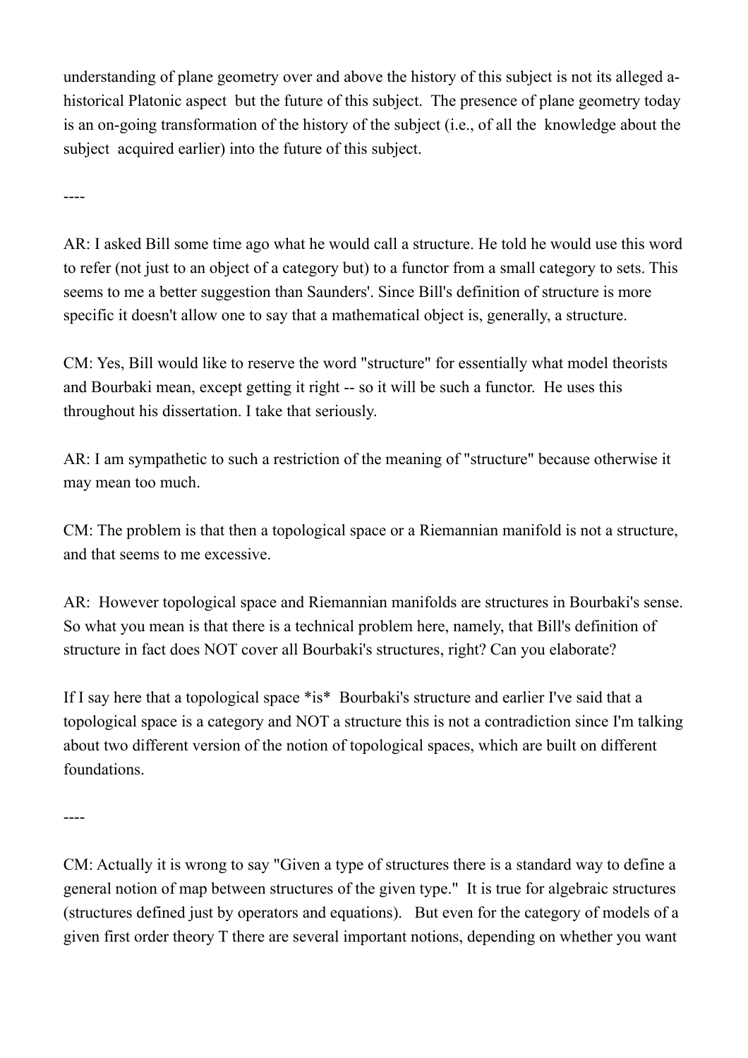understanding of plane geometry over and above the history of this subject is not its alleged a-historical Platonic aspect but the future of this subject. The presence of plane geometry today is an on-going transformation of the history of the subject (i.e., of all the knowledge about the subject acquired earlier) into the future of this subject.

----

AR: I asked Bill some time ago what he would call a structure. He told he would use this word to refer (not just to an object of a category but) to a functor from a small category to sets. This seems to me a better suggestion than Saunders'. Since Bill's definition of structure is more specific it doesn't allow one to say that a mathematical object is, generally, a structure.

CM: Yes, Bill would like to reserve the word "structure" for essentially what model theorists and Bourbaki mean, except getting it right -- so it will be such a functor. He uses this throughout his dissertation. I take that seriously.

AR: I am sympathetic to such a restriction of the meaning of "structure" because otherwise it may mean too much.

CM: The problem is that then a topological space or a Riemannian manifold is not a structure, and that seems to me excessive.

AR: However topological space and Riemannian manifolds are structures in Bourbaki's sense. So what you mean is that there is a technical problem here, namely, that Bill's definition of structure in fact does NOT cover all Bourbaki's structures, right? Can you elaborate?

If I say here that a topological space *is* Bourbaki's structure and earlier I've said that a topological space is a category and NOT a structure this is not a contradiction since I'm talking about two different version of the notion of topological spaces, which are built on different foundations.

----

CM: Actually it is wrong to say "Given a type of structures there is a standard way to define a general notion of map between structures of the given type." It is true for algebraic structures (structures defined just by operators and equations). But even for the category of models of a given first order theory T there are several important notions, depending on whether you want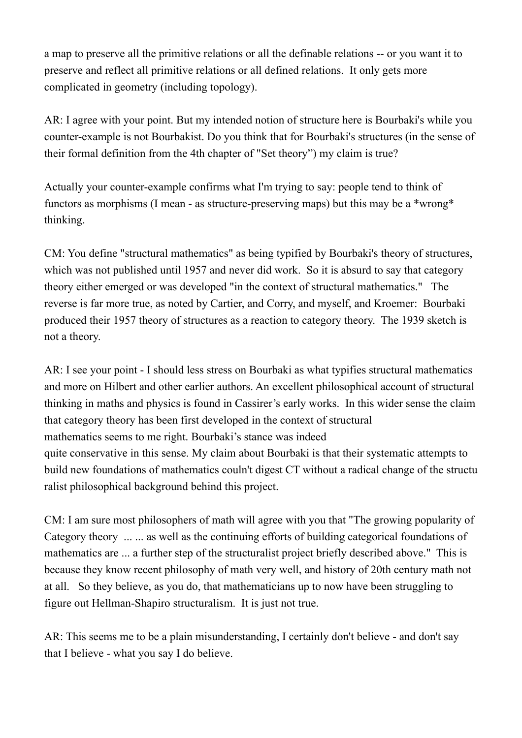a map to preserve all the primitive relations or all the definable relations -- or you want it to preserve and reflect all primitive relations or all defined relations. It only gets more complicated in geometry (including topology).

AR: I agree with your point. But my intended notion of structure here is Bourbaki's while you counter-example is not Bourbakist. Do you think that for Bourbaki's structures (in the sense of their formal definition from the 4th chapter of "Set theory") my claim is true?

Actually your counter-example confirms what I'm trying to say: people tend to think of functors as morphisms (I mean - as structure-preserving maps) but this may be a *wrong* thinking.

CM: You define "structural mathematics" as being typified by Bourbaki's theory of structures, which was not published until 1957 and never did work. So it is absurd to say that category theory either emerged or was developed "in the context of structural mathematics." The reverse is far more true, as noted by Cartier, and Corry, and myself, and Kroemer: Bourbaki produced their 1957 theory of structures as a reaction to category theory. The 1939 sketch is not a theory.

AR: I see your point - I should less stress on Bourbaki as what typifies structural mathematics and more on Hilbert and other earlier authors. An excellent philosophical account of structural thinking in maths and physics is found in Cassirer's early works. In this wider sense the claim that category theory has been first developed in the context of structural mathematics seems to me right. Bourbaki's stance was indeed quite conservative in this sense. My claim about Bourbaki is that their systematic attempts to build new foundations of mathematics couln't digest CT without a radical change of the structuralist philosophical background behind this project.

CM: I am sure most philosophers of math will agree with you that "The growing popularity of Category theory ... ... as well as the continuing efforts of building categorical foundations of mathematics are ... a further step of the structuralist project briefly described above." This is because they know recent philosophy of math very well, and history of 20th century math not at all. So they believe, as you do, that mathematicians up to now have been struggling to figure out Hellman-Shapiro structuralism. It is just not true.

AR: This seems me to be a plain misunderstanding, I certainly don't believe - and don't say that I believe - what you say I do believe.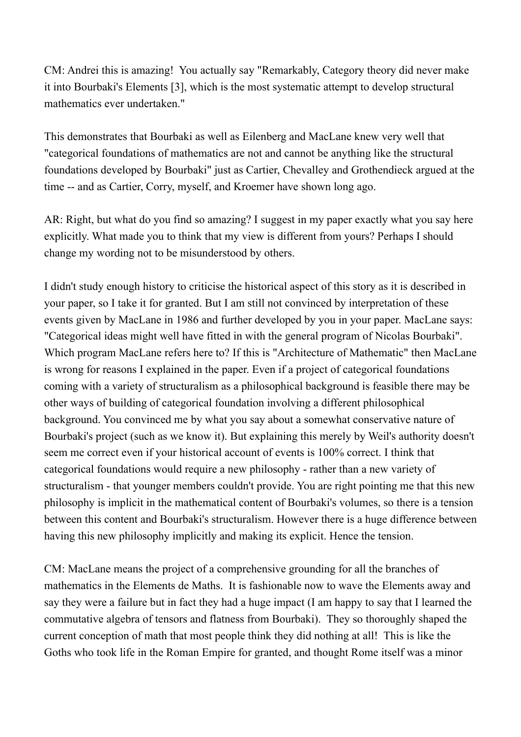CM: Andrei this is amazing! You actually say "Remarkably, Category theory did never make it into Bourbaki's Elements [3], which is the most systematic attempt to develop structural mathematics ever undertaken."

This demonstrates that Bourbaki as well as Eilenberg and MacLane knew very well that "categorical foundations of mathematics are not and cannot be anything like the structural foundations developed by Bourbaki" just as Cartier, Chevalley and Grothendieck argued at the time -- and as Cartier, Corry, myself, and Kroemer have shown long ago.

AR: Right, but what do you find so amazing? I suggest in my paper exactly what you say here explicitly. What made you to think that my view is different from yours? Perhaps I should change my wording not to be misunderstood by others.

I didn't study enough history to criticise the historical aspect of this story as it is described in your paper, so I take it for granted. But I am still not convinced by interpretation of these events given by MacLane in 1986 and further developed by you in your paper. MacLane says: "Categorical ideas might well have fitted in with the general program of Nicolas Bourbaki". Which program MacLane refers here to? If this is "Architecture of Mathematic" then MacLane is wrong for reasons I explained in the paper. Even if a project of categorical foundations coming with a variety of structuralism as a philosophical background is feasible there may be other ways of building of categorical foundation involving a different philosophical background. You convinced me by what you say about a somewhat conservative nature of Bourbaki's project (such as we know it). But explaining this merely by Weil's authority doesn't seem me correct even if your historical account of events is 100% correct. I think that categorical foundations would require a new philosophy - rather than a new variety of structuralism - that younger members couldn't provide. You are right pointing me that this new philosophy is implicit in the mathematical content of Bourbaki's volumes, so there is a tension between this content and Bourbaki's structuralism. However there is a huge difference between having this new philosophy implicitly and making its explicit. Hence the tension.

CM: MacLane means the project of a comprehensive grounding for all the branches of mathematics in the Elements de Maths. It is fashionable now to wave the Elements away and say they were a failure but in fact they had a huge impact (I am happy to say that I learned the commutative algebra of tensors and flatness from Bourbaki). They so thoroughly shaped the current conception of math that most people think they did nothing at all! This is like the Goths who took life in the Roman Empire for granted, and thought Rome itself was a minor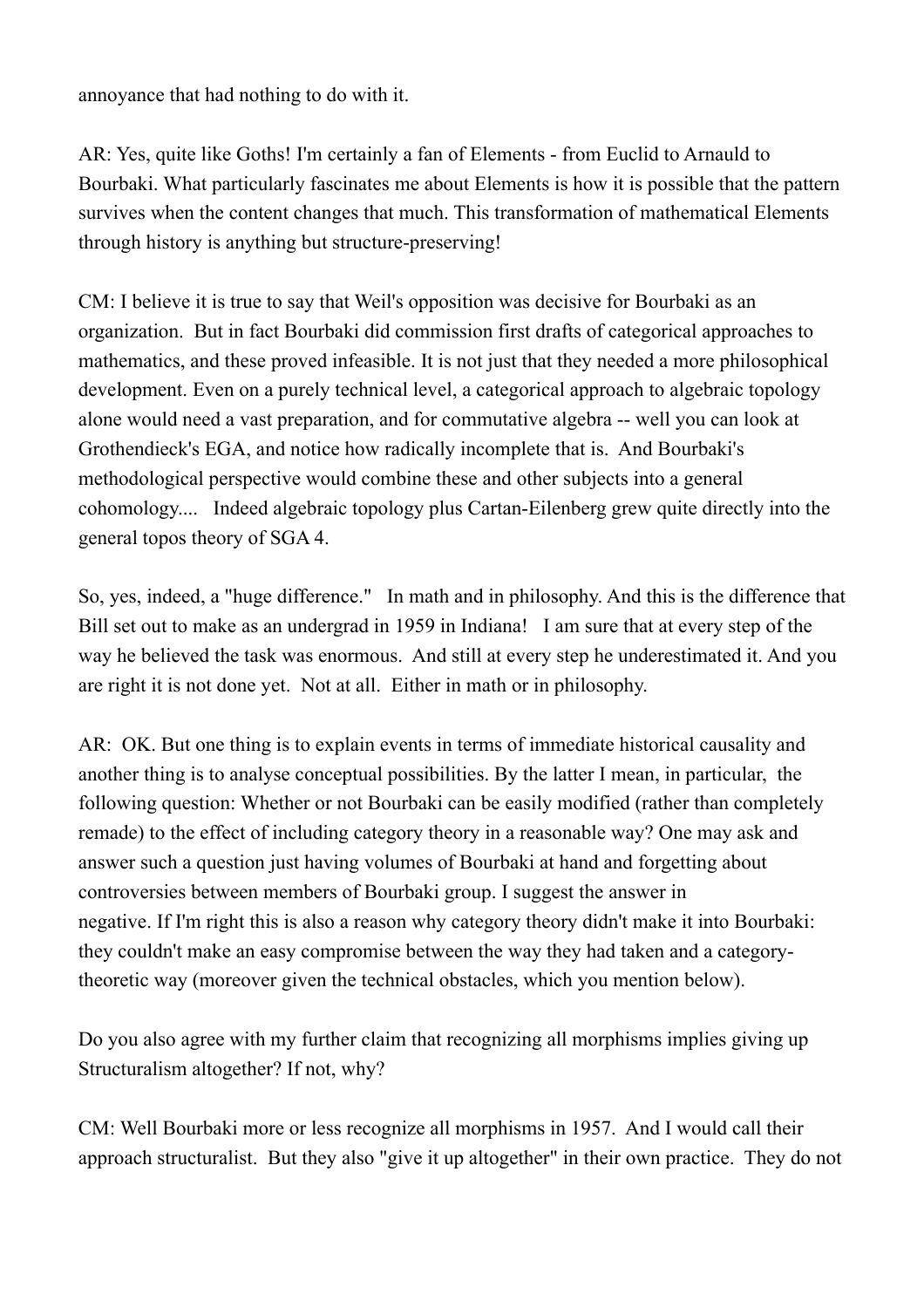annoyance that had nothing to do with it.

AR: Yes, quite like Goths! I'm certainly a fan of Elements - from Euclid to Arnauld to Bourbaki. What particularly fascinates me about Elements is how it is possible that the pattern survives when the content changes that much. This transformation of mathematical Elements through history is anything but structure-preserving!

CM: I believe it is true to say that Weil's opposition was decisive for Bourbaki as an organization. But in fact Bourbaki did commission first drafts of categorical approaches to mathematics, and these proved infeasible. It is not just that they needed a more philosophical development. Even on a purely technical level, a categorical approach to algebraic topology alone would need a vast preparation, and for commutative algebra -- well you can look at Grothendieck's EGA, and notice how radically incomplete that is. And Bourbaki's methodological perspective would combine these and other subjects into a general cohomology.... Indeed algebraic topology plus Cartan-Eilenberg grew quite directly into the general topos theory of SGA 4.

So, yes, indeed, a "huge difference." In math and in philosophy. And this is the difference that Bill set out to make as an undergrad in 1959 in Indiana! I am sure that at every step of the way he believed the task was enormous. And still at every step he underestimated it. And you are right it is not done yet. Not at all. Either in math or in philosophy.

AR: OK. But one thing is to explain events in terms of immediate historical causality and another thing is to analyse conceptual possibilities. By the latter I mean, in particular, the following question: Whether or not Bourbaki can be easily modified (rather than completely remade) to the effect of including category theory in a reasonable way? One may ask and answer such a question just having volumes of Bourbaki at hand and forgetting about controversies between members of Bourbaki group. I suggest the answer in negative. If I'm right this is also a reason why category theory didn't make it into Bourbaki: they couldn't make an easy compromise between the way they had taken and a category-theoretic way (moreover given the technical obstacles, which you mention below).

Do you also agree with my further claim that recognizing all morphisms implies giving up Structuralism altogether? If not, why?

CM: Well Bourbaki more or less recognize all morphisms in 1957. And I would call their approach structuralist. But they also "give it up altogether" in their own practice. They do not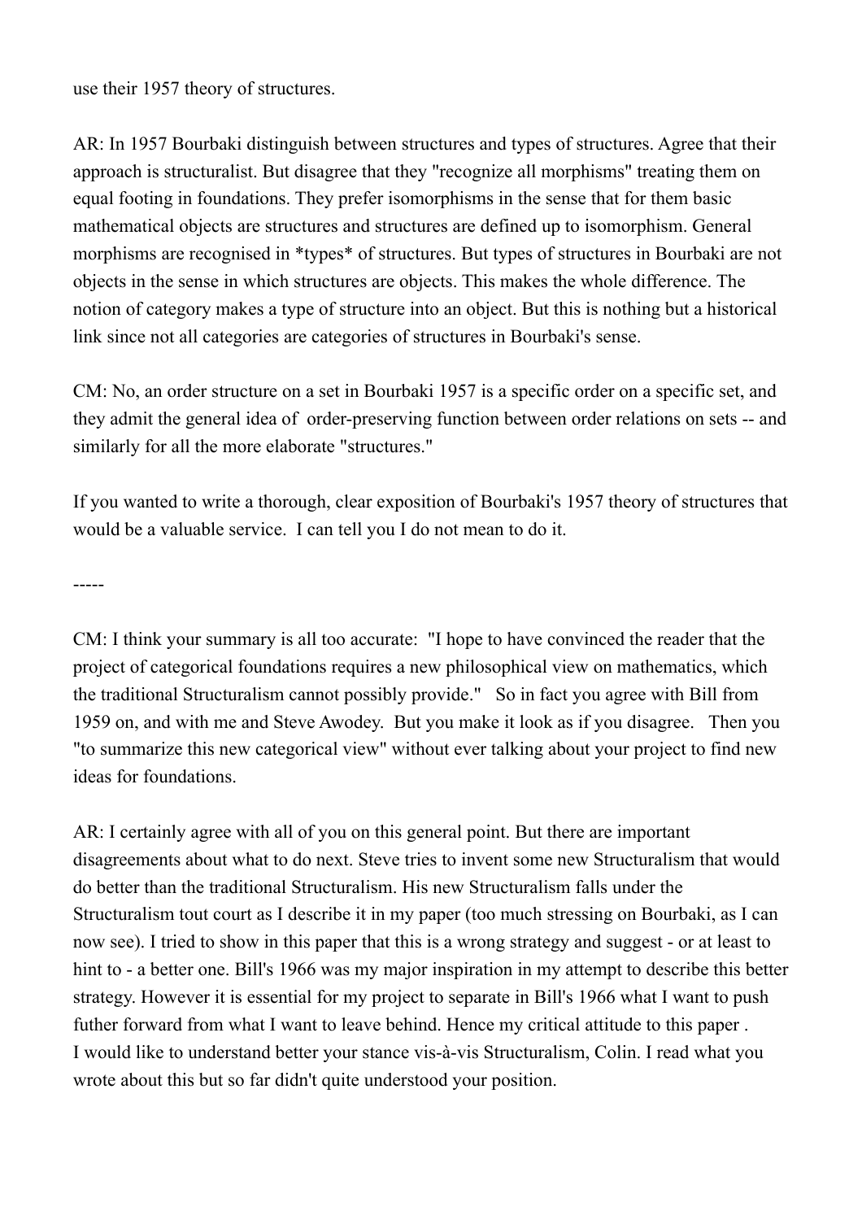use their 1957 theory of structures.

AR: In 1957 Bourbaki distinguish between structures and types of structures. Agree that their approach is structuralist. But disagree that they "recognize all morphisms" treating them on equal footing in foundations. They prefer isomorphisms in the sense that for them basic mathematical objects are structures and structures are defined up to isomorphism. General morphisms are recognised in *types* of structures. But types of structures in Bourbaki are not objects in the sense in which structures are objects. This makes the whole difference. The notion of category makes a type of structure into an object. But this is nothing but a historical link since not all categories are categories of structures in Bourbaki's sense.

CM: No, an order structure on a set in Bourbaki 1957 is a specific order on a specific set, and they admit the general idea of order-preserving function between order relations on sets -- and similarly for all the more elaborate "structures."

If you wanted to write a thorough, clear exposition of Bourbaki's 1957 theory of structures that would be a valuable service. I can tell you I do not mean to do it.

-----

CM: I think your summary is all too accurate: "I hope to have convinced the reader that the project of categorical foundations requires a new philosophical view on mathematics, which the traditional Structuralism cannot possibly provide." So in fact you agree with Bill from 1959 on, and with me and Steve Awodey. But you make it look as if you disagree. Then you "to summarize this new categorical view" without ever talking about your project to find new ideas for foundations.

AR: I certainly agree with all of you on this general point. But there are important disagreements about what to do next. Steve tries to invent some new Structuralism that would do better than the traditional Structuralism. His new Structuralism falls under the Structuralism tout court as I describe it in my paper (too much stressing on Bourbaki, as I can now see). I tried to show in this paper that this is a wrong strategy and suggest - or at least to hint to - a better one. Bill's 1966 was my major inspiration in my attempt to describe this better strategy. However it is essential for my project to separate in Bill's 1966 what I want to push futher forward from what I want to leave behind. Hence my critical attitude to this paper .
I would like to understand better your stance vis-à-vis Structuralism, Colin. I read what you wrote about this but so far didn't quite understood your position.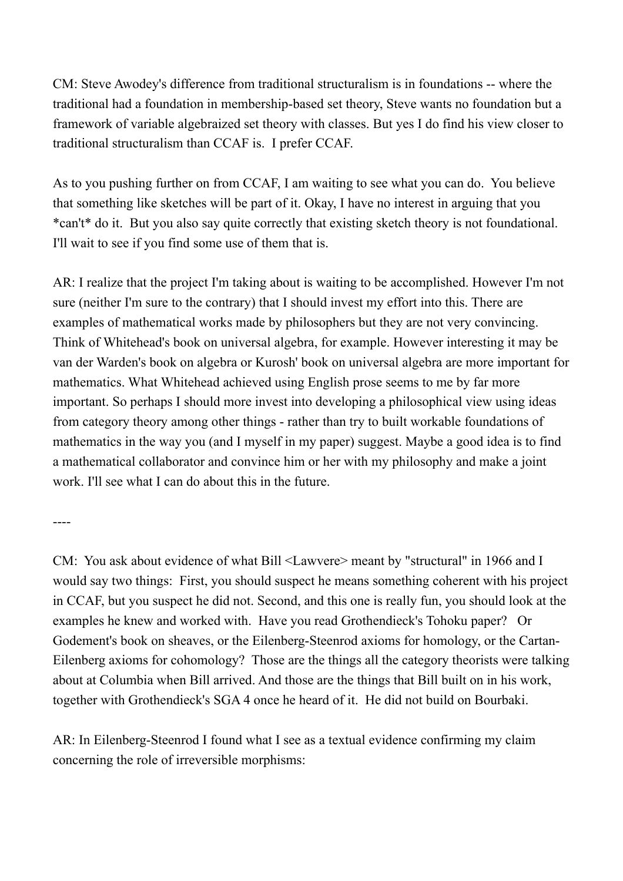CM: Steve Awodey's difference from traditional structuralism is in foundations -- where the traditional had a foundation in membership-based set theory, Steve wants no foundation but a framework of variable algebraized set theory with classes. But yes I do find his view closer to traditional structuralism than CCAF is. I prefer CCAF.

As to you pushing further on from CCAF, I am waiting to see what you can do. You believe that something like sketches will be part of it. Okay, I have no interest in arguing that you *can't* do it. But you also say quite correctly that existing sketch theory is not foundational. I'll wait to see if you find some use of them that is.

AR: I realize that the project I'm taking about is waiting to be accomplished. However I'm not sure (neither I'm sure to the contrary) that I should invest my effort into this. There are examples of mathematical works made by philosophers but they are not very convincing. Think of Whitehead's book on universal algebra, for example. However interesting it may be van der Warden's book on algebra or Kurosh' book on universal algebra are more important for mathematics. What Whitehead achieved using English prose seems to me by far more important. So perhaps I should more invest into developing a philosophical view using ideas from category theory among other things - rather than try to built workable foundations of mathematics in the way you (and I myself in my paper) suggest. Maybe a good idea is to find a mathematical collaborator and convince him or her with my philosophy and make a joint work. I'll see what I can do about this in the future.

----

CM: You ask about evidence of what Bill <Lawvere> meant by "structural" in 1966 and I would say two things: First, you should suspect he means something coherent with his project in CCAF, but you suspect he did not. Second, and this one is really fun, you should look at the examples he knew and worked with. Have you read Grothendieck's Tohoku paper? Or Godement's book on sheaves, or the Eilenberg-Steenrod axioms for homology, or the Cartan-Eilenberg axioms for cohomology? Those are the things all the category theorists were talking about at Columbia when Bill arrived. And those are the things that Bill built on in his work, together with Grothendieck's SGA 4 once he heard of it. He did not build on Bourbaki.

AR: In Eilenberg-Steenrod I found what I see as a textual evidence confirming my claim concerning the role of irreversible morphisms: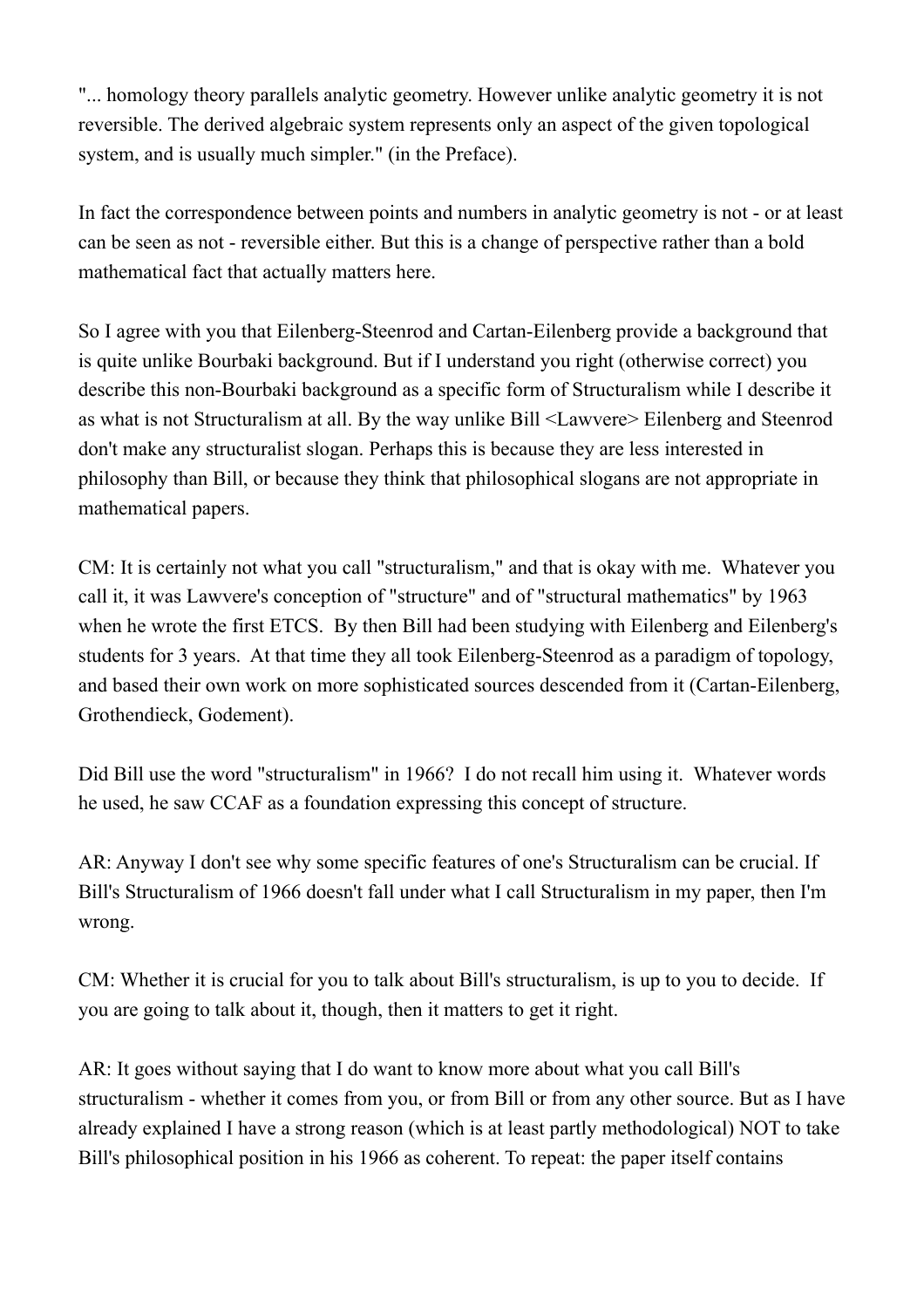"... homology theory parallels analytic geometry. However unlike analytic geometry it is not reversible. The derived algebraic system represents only an aspect of the given topological system, and is usually much simpler." (in the Preface).

In fact the correspondence between points and numbers in analytic geometry is not - or at least can be seen as not - reversible either. But this is a change of perspective rather than a bold mathematical fact that actually matters here.

So I agree with you that Eilenberg-Steenrod and Cartan-Eilenberg provide a background that is quite unlike Bourbaki background. But if I understand you right (otherwise correct) you describe this non-Bourbaki background as a specific form of Structuralism while I describe it as what is not Structuralism at all. By the way unlike Bill <Lawvere> Eilenberg and Steenrod don't make any structuralist slogan. Perhaps this is because they are less interested in philosophy than Bill, or because they think that philosophical slogans are not appropriate in mathematical papers.

CM: It is certainly not what you call "structuralism," and that is okay with me. Whatever you call it, it was Lawvere's conception of "structure" and of "structural mathematics" by 1963 when he wrote the first ETCS. By then Bill had been studying with Eilenberg and Eilenberg's students for 3 years. At that time they all took Eilenberg-Steenrod as a paradigm of topology, and based their own work on more sophisticated sources descended from it (Cartan-Eilenberg, Grothendieck, Godement).

Did Bill use the word "structuralism" in 1966? I do not recall him using it. Whatever words he used, he saw CCAF as a foundation expressing this concept of structure.

AR: Anyway I don't see why some specific features of one's Structuralism can be crucial. If Bill's Structuralism of 1966 doesn't fall under what I call Structuralism in my paper, then I'm wrong.

CM: Whether it is crucial for you to talk about Bill's structuralism, is up to you to decide. If you are going to talk about it, though, then it matters to get it right.

AR: It goes without saying that I do want to know more about what you call Bill's structuralism - whether it comes from you, or from Bill or from any other source. But as I have already explained I have a strong reason (which is at least partly methodological) NOT to take Bill's philosophical position in his 1966 as coherent. To repeat: the paper itself contains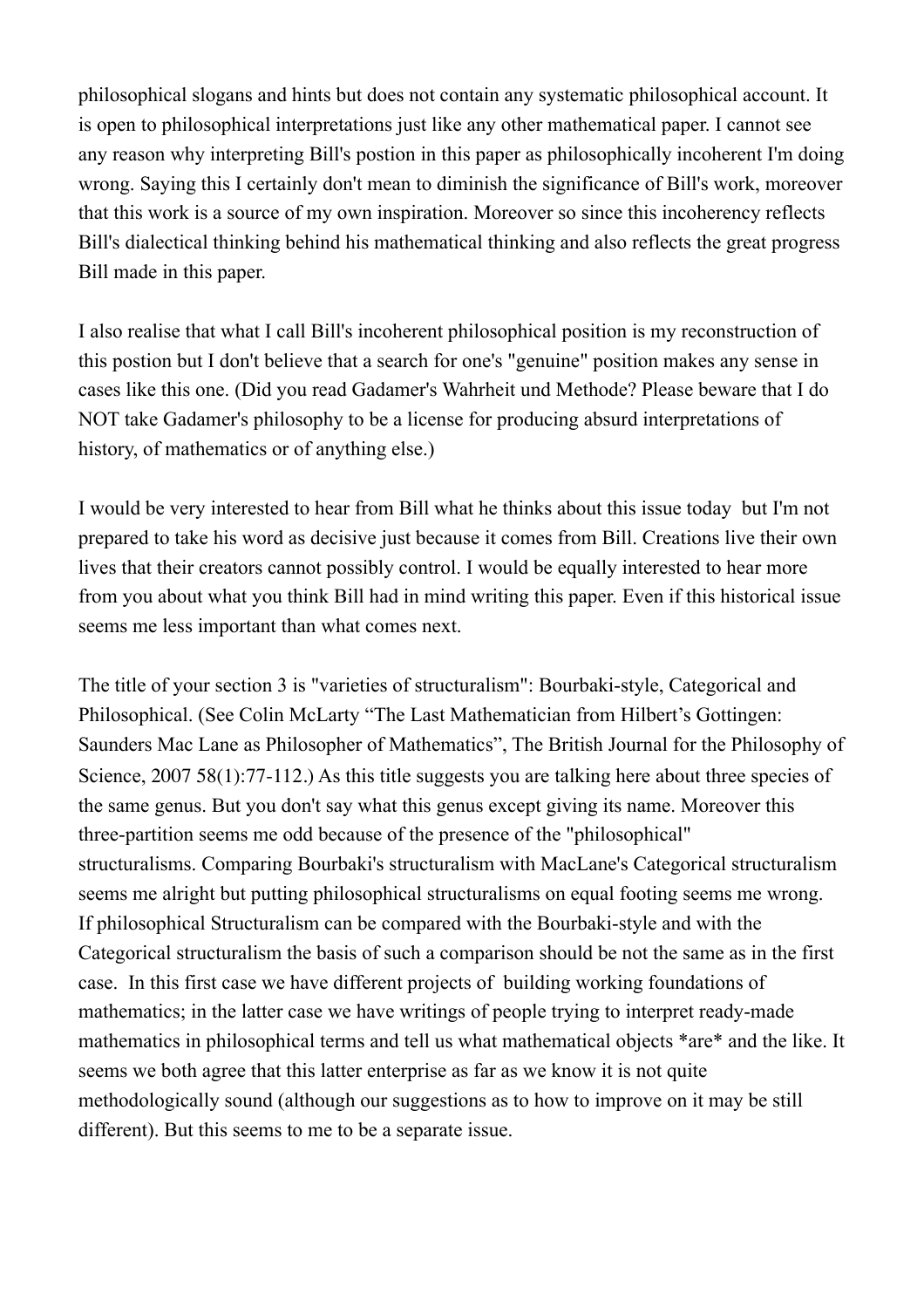philosophical slogans and hints but does not contain any systematic philosophical account. It is open to philosophical interpretations just like any other mathematical paper. I cannot see any reason why interpreting Bill's postion in this paper as philosophically incoherent I'm doing wrong. Saying this I certainly don't mean to diminish the significance of Bill's work, moreover that this work is a source of my own inspiration. Moreover so since this incoherency reflects Bill's dialectical thinking behind his mathematical thinking and also reflects the great progress Bill made in this paper.

I also realise that what I call Bill's incoherent philosophical position is my reconstruction of this postion but I don't believe that a search for one's "genuine" position makes any sense in cases like this one. (Did you read Gadamer's Wahrheit und Methode? Please beware that I do NOT take Gadamer's philosophy to be a license for producing absurd interpretations of history, of mathematics or of anything else.)

I would be very interested to hear from Bill what he thinks about this issue today but I'm not prepared to take his word as decisive just because it comes from Bill. Creations live their own lives that their creators cannot possibly control. I would be equally interested to hear more from you about what you think Bill had in mind writing this paper. Even if this historical issue seems me less important than what comes next.

The title of your section 3 is "varieties of structuralism": Bourbaki-style, Categorical and Philosophical. (See Colin McLarty "The Last Mathematician from Hilbert's Gottingen: Saunders Mac Lane as Philosopher of Mathematics", The British Journal for the Philosophy of Science, 2007 58(1):77-112.) As this title suggests you are talking here about three species of the same genus. But you don't say what this genus except giving its name. Moreover this three-partition seems me odd because of the presence of the "philosophical" structuralisms. Comparing Bourbaki's structuralism with MacLane's Categorical structuralism seems me alright but putting philosophical structuralisms on equal footing seems me wrong. If philosophical Structuralism can be compared with the Bourbaki-style and with the Categorical structuralism the basis of such a comparison should be not the same as in the first case. In this first case we have different projects of building working foundations of mathematics; in the latter case we have writings of people trying to interpret ready-made mathematics in philosophical terms and tell us what mathematical objects *are* and the like. It seems we both agree that this latter enterprise as far as we know it is not quite methodologically sound (although our suggestions as to how to improve on it may be still different). But this seems to me to be a separate issue.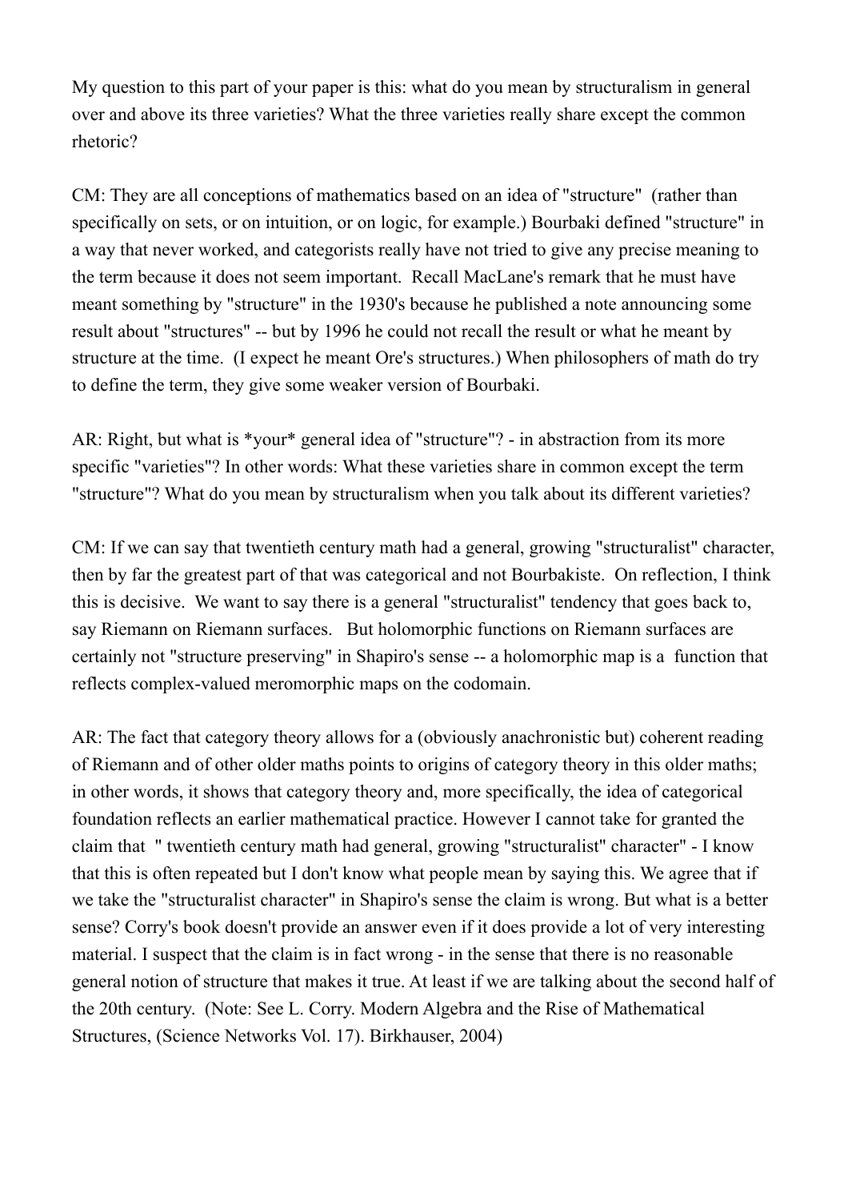My question to this part of your paper is this: what do you mean by structuralism in general over and above its three varieties? What the three varieties really share except the common rhetoric?

CM: They are all conceptions of mathematics based on an idea of "structure" (rather than specifically on sets, or on intuition, or on logic, for example.) Bourbaki defined "structure" in a way that never worked, and categorists really have not tried to give any precise meaning to the term because it does not seem important. Recall MacLane's remark that he must have meant something by "structure" in the 1930's because he published a note announcing some result about "structures" -- but by 1996 he could not recall the result or what he meant by structure at the time. (I expect he meant Ore's structures.) When philosophers of math do try to define the term, they give some weaker version of Bourbaki.

AR: Right, but what is *your* general idea of "structure"? - in abstraction from its more specific "varieties"? In other words: What these varieties share in common except the term "structure"? What do you mean by structuralism when you talk about its different varieties?

CM: If we can say that twentieth century math had a general, growing "structuralist" character, then by far the greatest part of that was categorical and not Bourbakiste. On reflection, I think this is decisive. We want to say there is a general "structuralist" tendency that goes back to, say Riemann on Riemann surfaces. But holomorphic functions on Riemann surfaces are certainly not "structure preserving" in Shapiro's sense -- a holomorphic map is a function that reflects complex-valued meromorphic maps on the codomain.

AR: The fact that category theory allows for a (obviously anachronistic but) coherent reading of Riemann and of other older maths points to origins of category theory in this older maths; in other words, it shows that category theory and, more specifically, the idea of categorical foundation reflects an earlier mathematical practice. However I cannot take for granted the claim that " twentieth century math had general, growing "structuralist" character" - I know that this is often repeated but I don't know what people mean by saying this. We agree that if we take the "structuralist character" in Shapiro's sense the claim is wrong. But what is a better sense? Corry's book doesn't provide an answer even if it does provide a lot of very interesting material. I suspect that the claim is in fact wrong - in the sense that there is no reasonable general notion of structure that makes it true. At least if we are talking about the second half of the 20th century. (Note: See L. Corry. Modern Algebra and the Rise of Mathematical Structures, (Science Networks Vol. 17). Birkhauser, 2004)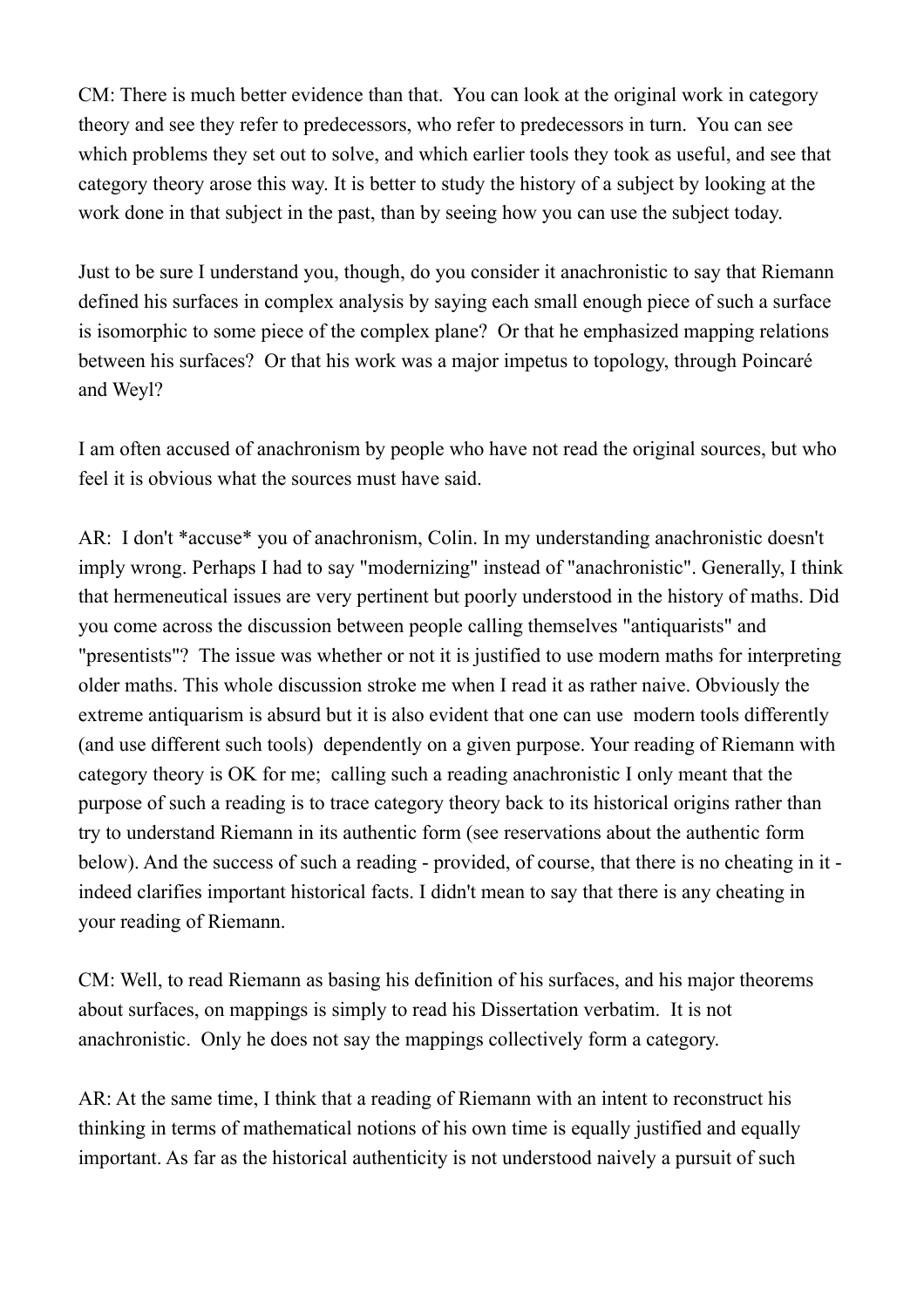CM: There is much better evidence than that. You can look at the original work in category theory and see they refer to predecessors, who refer to predecessors in turn. You can see which problems they set out to solve, and which earlier tools they took as useful, and see that category theory arose this way. It is better to study the history of a subject by looking at the work done in that subject in the past, than by seeing how you can use the subject today.

Just to be sure I understand you, though, do you consider it anachronistic to say that Riemann defined his surfaces in complex analysis by saying each small enough piece of such a surface is isomorphic to some piece of the complex plane? Or that he emphasized mapping relations between his surfaces? Or that his work was a major impetus to topology, through Poincaré and Weyl?

I am often accused of anachronism by people who have not read the original sources, but who feel it is obvious what the sources must have said.

AR: I don't *accuse* you of anachronism, Colin. In my understanding anachronistic doesn't imply wrong. Perhaps I had to say "modernizing" instead of "anachronistic". Generally, I think that hermeneutical issues are very pertinent but poorly understood in the history of maths. Did you come across the discussion between people calling themselves "antiquarists" and "presentists"? The issue was whether or not it is justified to use modern maths for interpreting older maths. This whole discussion stroke me when I read it as rather naive. Obviously the extreme antiquarism is absurd but it is also evident that one can use modern tools differently (and use different such tools) dependently on a given purpose. Your reading of Riemann with category theory is OK for me; calling such a reading anachronistic I only meant that the purpose of such a reading is to trace category theory back to its historical origins rather than try to understand Riemann in its authentic form (see reservations about the authentic form below). And the success of such a reading - provided, of course, that there is no cheating in it - indeed clarifies important historical facts. I didn't mean to say that there is any cheating in your reading of Riemann.

CM: Well, to read Riemann as basing his definition of his surfaces, and his major theorems about surfaces, on mappings is simply to read his Dissertation verbatim. It is not anachronistic. Only he does not say the mappings collectively form a category.

AR: At the same time, I think that a reading of Riemann with an intent to reconstruct his thinking in terms of mathematical notions of his own time is equally justified and equally important. As far as the historical authenticity is not understood naively a pursuit of such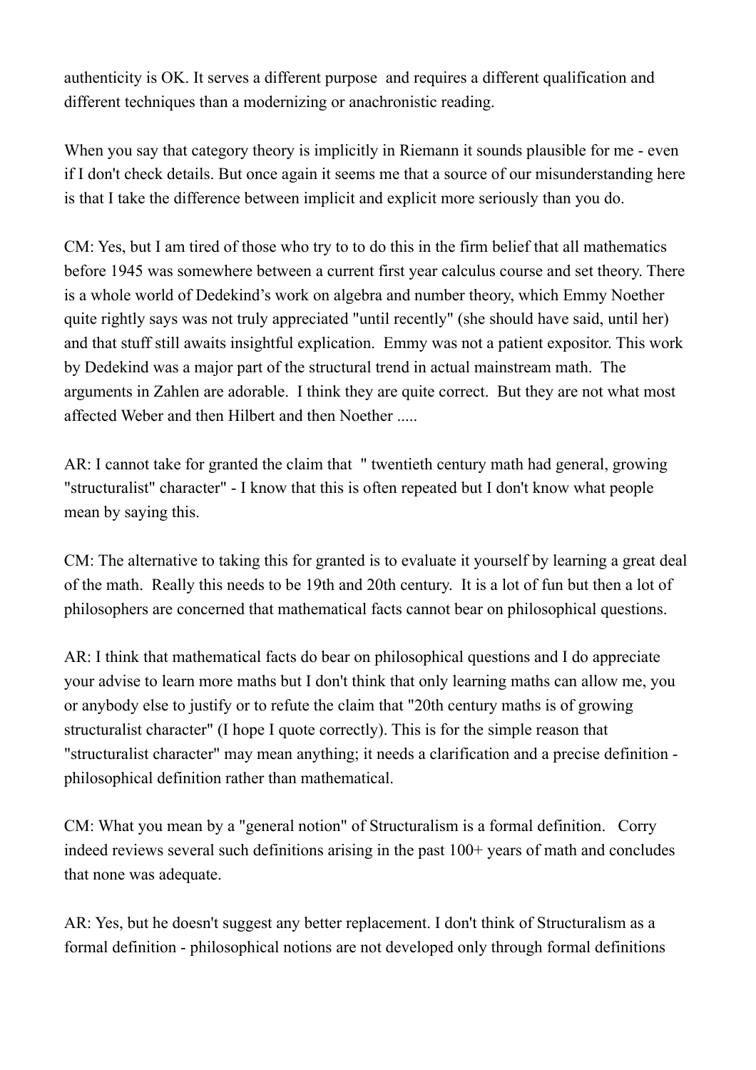authenticity is OK. It serves a different purpose and requires a different qualification and different techniques than a modernizing or anachronistic reading.

When you say that category theory is implicitly in Riemann it sounds plausible for me - even if I don't check details. But once again it seems me that a source of our misunderstanding here is that I take the difference between implicit and explicit more seriously than you do.

CM: Yes, but I am tired of those who try to to do this in the firm belief that all mathematics before 1945 was somewhere between a current first year calculus course and set theory. There is a whole world of Dedekind's work on algebra and number theory, which Emmy Noether quite rightly says was not truly appreciated "until recently" (she should have said, until her) and that stuff still awaits insightful explication. Emmy was not a patient expositor. This work by Dedekind was a major part of the structural trend in actual mainstream math. The arguments in Zahlen are adorable. I think they are quite correct. But they are not what most affected Weber and then Hilbert and then Noether .....

AR: I cannot take for granted the claim that " twentieth century math had general, growing "structuralist" character" - I know that this is often repeated but I don't know what people mean by saying this.

CM: The alternative to taking this for granted is to evaluate it yourself by learning a great deal of the math. Really this needs to be 19th and 20th century. It is a lot of fun but then a lot of philosophers are concerned that mathematical facts cannot bear on philosophical questions.

AR: I think that mathematical facts do bear on philosophical questions and I do appreciate your advise to learn more maths but I don't think that only learning maths can allow me, you or anybody else to justify or to refute the claim that "20th century maths is of growing structuralist character" (I hope I quote correctly). This is for the simple reason that "structuralist character" may mean anything; it needs a clarification and a precise definition - philosophical definition rather than mathematical.

CM: What you mean by a "general notion" of Structuralism is a formal definition. Corry indeed reviews several such definitions arising in the past 100+ years of math and concludes that none was adequate.

AR: Yes, but he doesn't suggest any better replacement. I don't think of Structuralism as a formal definition - philosophical notions are not developed only through formal definitions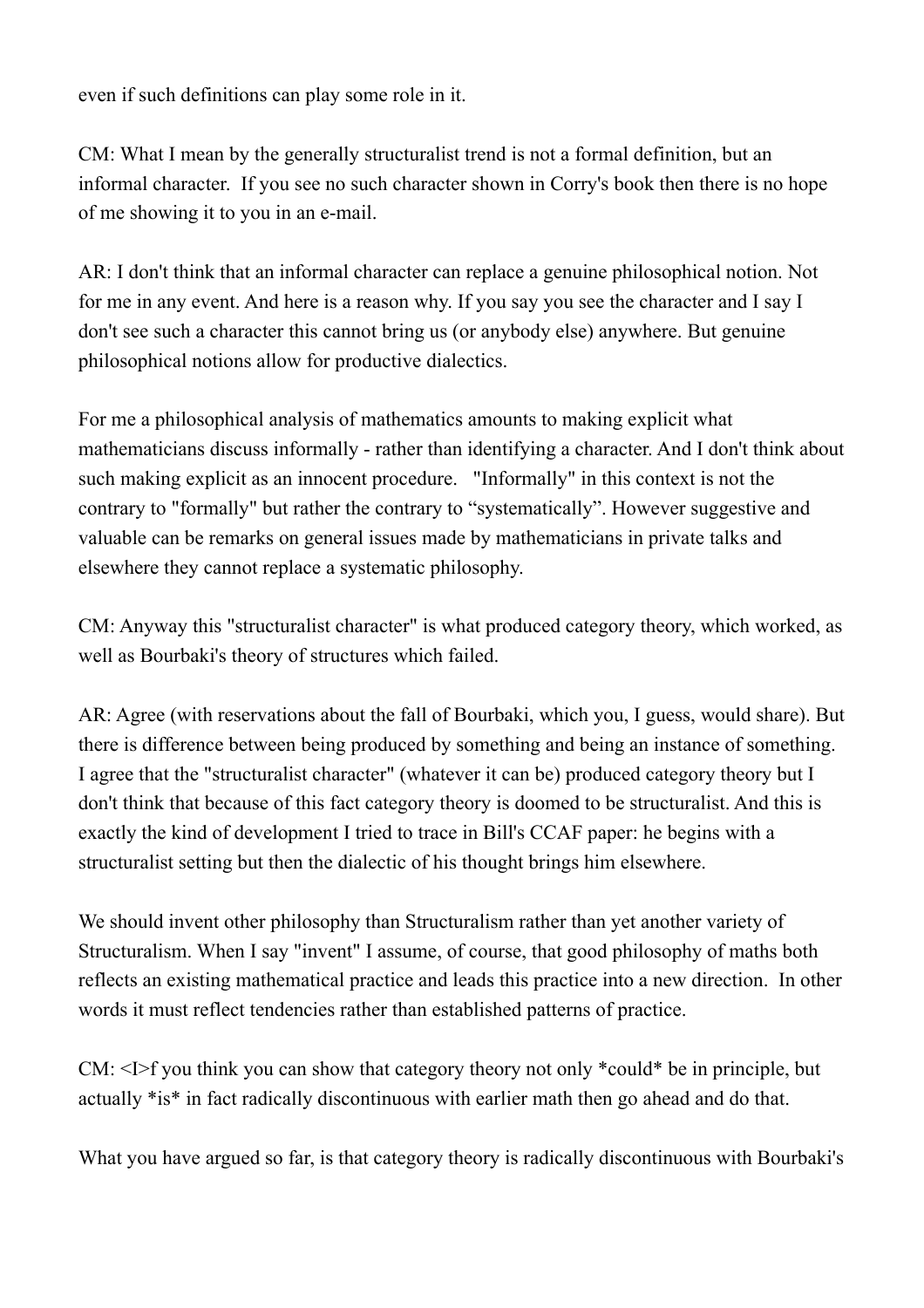even if such definitions can play some role in it.

CM: What I mean by the generally structuralist trend is not a formal definition, but an informal character. If you see no such character shown in Corry's book then there is no hope of me showing it to you in an e-mail.

AR: I don't think that an informal character can replace a genuine philosophical notion. Not for me in any event. And here is a reason why. If you say you see the character and I say I don't see such a character this cannot bring us (or anybody else) anywhere. But genuine philosophical notions allow for productive dialectics.

For me a philosophical analysis of mathematics amounts to making explicit what mathematicians discuss informally - rather than identifying a character. And I don't think about such making explicit as an innocent procedure. "Informally" in this context is not the contrary to "formally" but rather the contrary to "systematically". However suggestive and valuable can be remarks on general issues made by mathematicians in private talks and elsewhere they cannot replace a systematic philosophy.

CM: Anyway this "structuralist character" is what produced category theory, which worked, as well as Bourbaki's theory of structures which failed.

AR: Agree (with reservations about the fall of Bourbaki, which you, I guess, would share). But there is difference between being produced by something and being an instance of something. I agree that the "structuralist character" (whatever it can be) produced category theory but I don't think that because of this fact category theory is doomed to be structuralist. And this is exactly the kind of development I tried to trace in Bill's CCAF paper: he begins with a structuralist setting but then the dialectic of his thought brings him elsewhere.

We should invent other philosophy than Structuralism rather than yet another variety of Structuralism. When I say "invent" I assume, of course, that good philosophy of maths both reflects an existing mathematical practice and leads this practice into a new direction. In other words it must reflect tendencies rather than established patterns of practice.

CM: <I>f you think you can show that category theory not only *could* be in principle, but actually *is* in fact radically discontinuous with earlier math then go ahead and do that.

What you have argued so far, is that category theory is radically discontinuous with Bourbaki's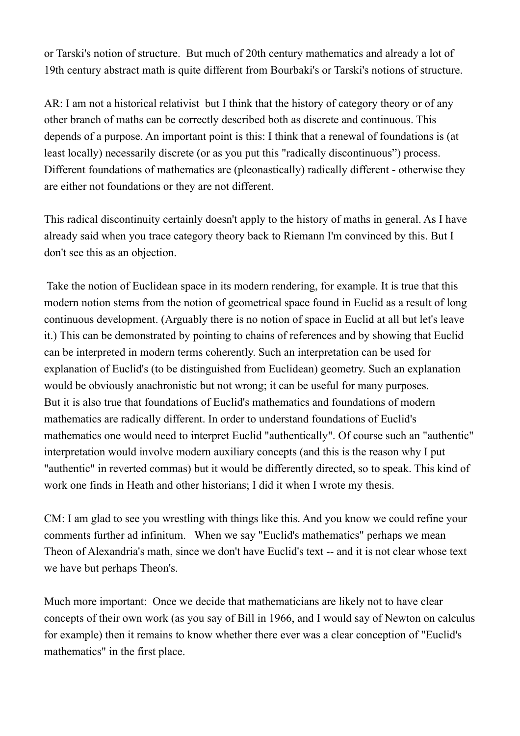or Tarski's notion of structure. But much of 20th century mathematics and already a lot of 19th century abstract math is quite different from Bourbaki's or Tarski's notions of structure.

AR: I am not a historical relativist but I think that the history of category theory or of any other branch of maths can be correctly described both as discrete and continuous. This depends of a purpose. An important point is this: I think that a renewal of foundations is (at least locally) necessarily discrete (or as you put this "radically discontinuous") process. Different foundations of mathematics are (pleonastically) radically different - otherwise they are either not foundations or they are not different.

This radical discontinuity certainly doesn't apply to the history of maths in general. As I have already said when you trace category theory back to Riemann I'm convinced by this. But I don't see this as an objection.

Take the notion of Euclidean space in its modern rendering, for example. It is true that this modern notion stems from the notion of geometrical space found in Euclid as a result of long continuous development. (Arguably there is no notion of space in Euclid at all but let's leave it.) This can be demonstrated by pointing to chains of references and by showing that Euclid can be interpreted in modern terms coherently. Such an interpretation can be used for explanation of Euclid's (to be distinguished from Euclidean) geometry. Such an explanation would be obviously anachronistic but not wrong; it can be useful for many purposes. But it is also true that foundations of Euclid's mathematics and foundations of modern mathematics are radically different. In order to understand foundations of Euclid's mathematics one would need to interpret Euclid "authentically". Of course such an "authentic" interpretation would involve modern auxiliary concepts (and this is the reason why I put "authentic" in reverted commas) but it would be differently directed, so to speak. This kind of work one finds in Heath and other historians; I did it when I wrote my thesis.

CM: I am glad to see you wrestling with things like this. And you know we could refine your comments further ad infinitum. When we say "Euclid's mathematics" perhaps we mean Theon of Alexandria's math, since we don't have Euclid's text -- and it is not clear whose text we have but perhaps Theon's.

Much more important: Once we decide that mathematicians are likely not to have clear concepts of their own work (as you say of Bill in 1966, and I would say of Newton on calculus for example) then it remains to know whether there ever was a clear conception of "Euclid's mathematics" in the first place.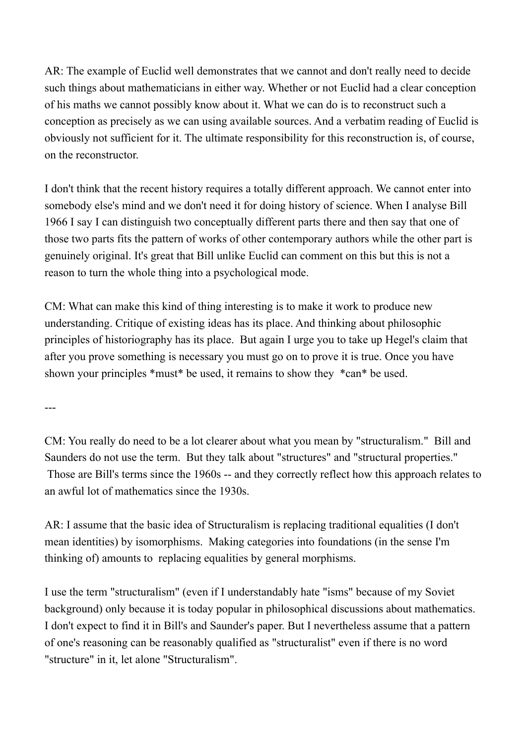AR: The example of Euclid well demonstrates that we cannot and don't really need to decide such things about mathematicians in either way. Whether or not Euclid had a clear conception of his maths we cannot possibly know about it. What we can do is to reconstruct such a conception as precisely as we can using available sources. And a verbatim reading of Euclid is obviously not sufficient for it. The ultimate responsibility for this reconstruction is, of course, on the reconstructor.

I don't think that the recent history requires a totally different approach. We cannot enter into somebody else's mind and we don't need it for doing history of science. When I analyse Bill 1966 I say I can distinguish two conceptually different parts there and then say that one of those two parts fits the pattern of works of other contemporary authors while the other part is genuinely original. It's great that Bill unlike Euclid can comment on this but this is not a reason to turn the whole thing into a psychological mode.

CM: What can make this kind of thing interesting is to make it work to produce new understanding. Critique of existing ideas has its place. And thinking about philosophic principles of historiography has its place. But again I urge you to take up Hegel's claim that after you prove something is necessary you must go on to prove it is true. Once you have shown your principles *must* be used, it remains to show they *can* be used.

---

CM: You really do need to be a lot clearer about what you mean by "structuralism." Bill and Saunders do not use the term. But they talk about "structures" and "structural properties." Those are Bill's terms since the 1960s -- and they correctly reflect how this approach relates to an awful lot of mathematics since the 1930s.

AR: I assume that the basic idea of Structuralism is replacing traditional equalities (I don't mean identities) by isomorphisms. Making categories into foundations (in the sense I'm thinking of) amounts to replacing equalities by general morphisms.

I use the term "structuralism" (even if I understandably hate "isms" because of my Soviet background) only because it is today popular in philosophical discussions about mathematics. I don't expect to find it in Bill's and Saunder's paper. But I nevertheless assume that a pattern of one's reasoning can be reasonably qualified as "structuralist" even if there is no word "structure" in it, let alone "Structuralism".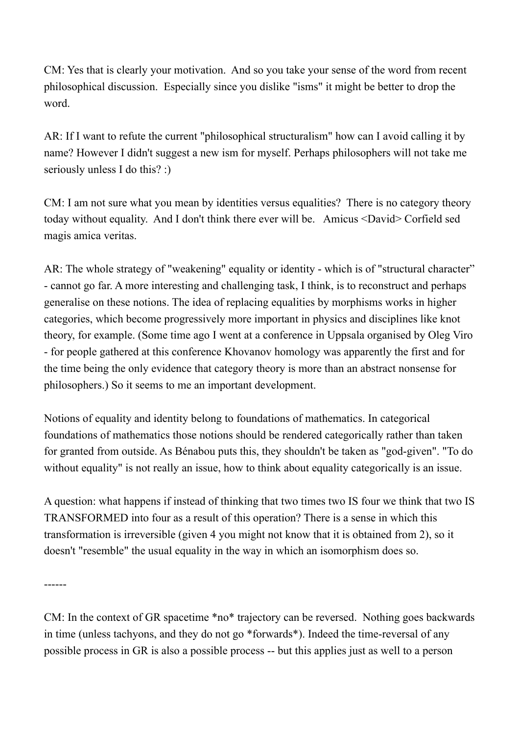CM: Yes that is clearly your motivation. And so you take your sense of the word from recent philosophical discussion. Especially since you dislike "isms" it might be better to drop the word.

AR: If I want to refute the current "philosophical structuralism" how can I avoid calling it by name? However I didn't suggest a new ism for myself. Perhaps philosophers will not take me seriously unless I do this? :)

CM: I am not sure what you mean by identities versus equalities? There is no category theory today without equality. And I don't think there ever will be. Amicus <David> Corfield sed magis amica veritas.

AR: The whole strategy of "weakening" equality or identity - which is of "structural character" - cannot go far. A more interesting and challenging task, I think, is to reconstruct and perhaps generalise on these notions. The idea of replacing equalities by morphisms works in higher categories, which become progressively more important in physics and disciplines like knot theory, for example. (Some time ago I went at a conference in Uppsala organised by Oleg Viro - for people gathered at this conference Khovanov homology was apparently the first and for the time being the only evidence that category theory is more than an abstract nonsense for philosophers.) So it seems to me an important development.

Notions of equality and identity belong to foundations of mathematics. In categorical foundations of mathematics those notions should be rendered categorically rather than taken for granted from outside. As Bénabou puts this, they shouldn't be taken as "god-given". "To do without equality" is not really an issue, how to think about equality categorically is an issue.

A question: what happens if instead of thinking that two times two IS four we think that two IS TRANSFORMED into four as a result of this operation? There is a sense in which this transformation is irreversible (given 4 you might not know that it is obtained from 2), so it doesn't "resemble" the usual equality in the way in which an isomorphism does so.

------

CM: In the context of GR spacetime *no* trajectory can be reversed. Nothing goes backwards in time (unless tachyons, and they do not go *forwards*). Indeed the time-reversal of any possible process in GR is also a possible process -- but this applies just as well to a person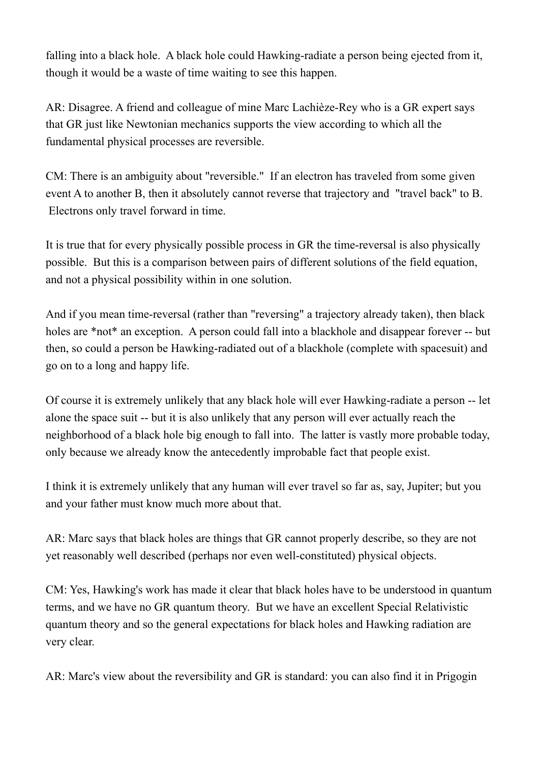falling into a black hole. A black hole could Hawking-radiate a person being ejected from it, though it would be a waste of time waiting to see this happen.

AR: Disagree. A friend and colleague of mine Marc Lachièze-Rey who is a GR expert says that GR just like Newtonian mechanics supports the view according to which all the fundamental physical processes are reversible.

CM: There is an ambiguity about "reversible." If an electron has traveled from some given event A to another B, then it absolutely cannot reverse that trajectory and "travel back" to B. Electrons only travel forward in time.

It is true that for every physically possible process in GR the time-reversal is also physically possible. But this is a comparison between pairs of different solutions of the field equation, and not a physical possibility within in one solution.

And if you mean time-reversal (rather than "reversing" a trajectory already taken), then black holes are *not* an exception. A person could fall into a blackhole and disappear forever -- but then, so could a person be Hawking-radiated out of a blackhole (complete with spacesuit) and go on to a long and happy life.

Of course it is extremely unlikely that any black hole will ever Hawking-radiate a person -- let alone the space suit -- but it is also unlikely that any person will ever actually reach the neighborhood of a black hole big enough to fall into. The latter is vastly more probable today, only because we already know the antecedently improbable fact that people exist.

I think it is extremely unlikely that any human will ever travel so far as, say, Jupiter; but you and your father must know much more about that.

AR: Marc says that black holes are things that GR cannot properly describe, so they are not yet reasonably well described (perhaps nor even well-constituted) physical objects.

CM: Yes, Hawking's work has made it clear that black holes have to be understood in quantum terms, and we have no GR quantum theory. But we have an excellent Special Relativistic quantum theory and so the general expectations for black holes and Hawking radiation are very clear.

AR: Marc's view about the reversibility and GR is standard: you can also find it in Prigogin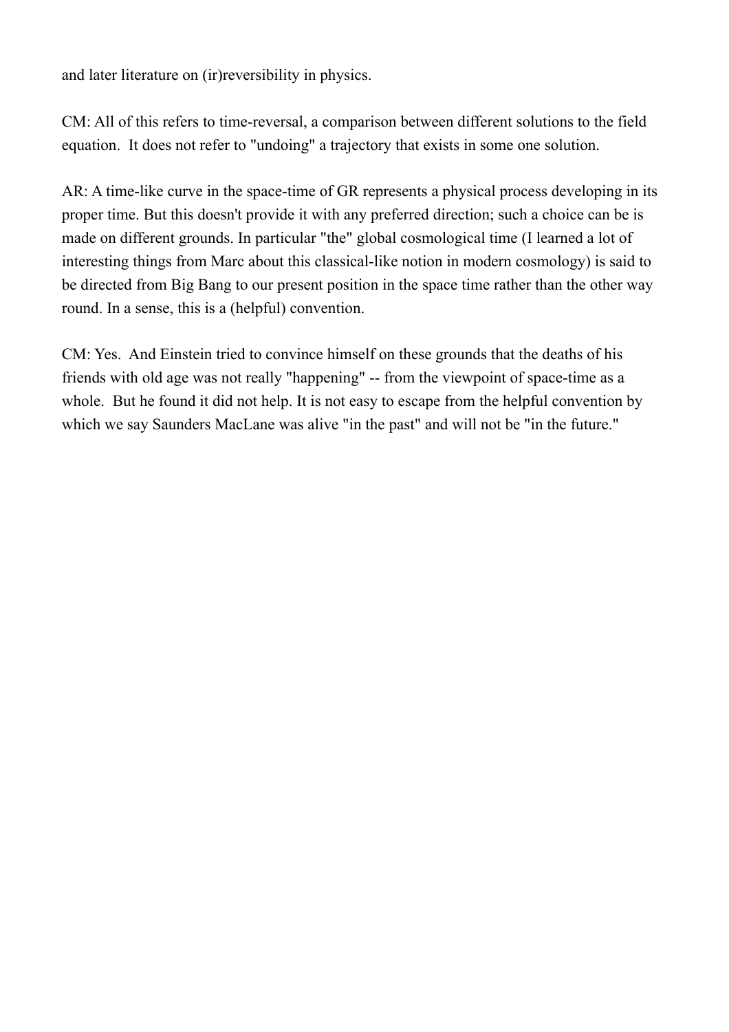and later literature on (ir)reversibility in physics.

CM: All of this refers to time-reversal, a comparison between different solutions to the field equation. It does not refer to "undoing" a trajectory that exists in some one solution.

AR: A time-like curve in the space-time of GR represents a physical process developing in its proper time. But this doesn't provide it with any preferred direction; such a choice can be is made on different grounds. In particular "the" global cosmological time (I learned a lot of interesting things from Marc about this classical-like notion in modern cosmology) is said to be directed from Big Bang to our present position in the space time rather than the other way round. In a sense, this is a (helpful) convention.

CM: Yes. And Einstein tried to convince himself on these grounds that the deaths of his friends with old age was not really "happening" -- from the viewpoint of space-time as a whole. But he found it did not help. It is not easy to escape from the helpful convention by which we say Saunders MacLane was alive "in the past" and will not be "in the future."